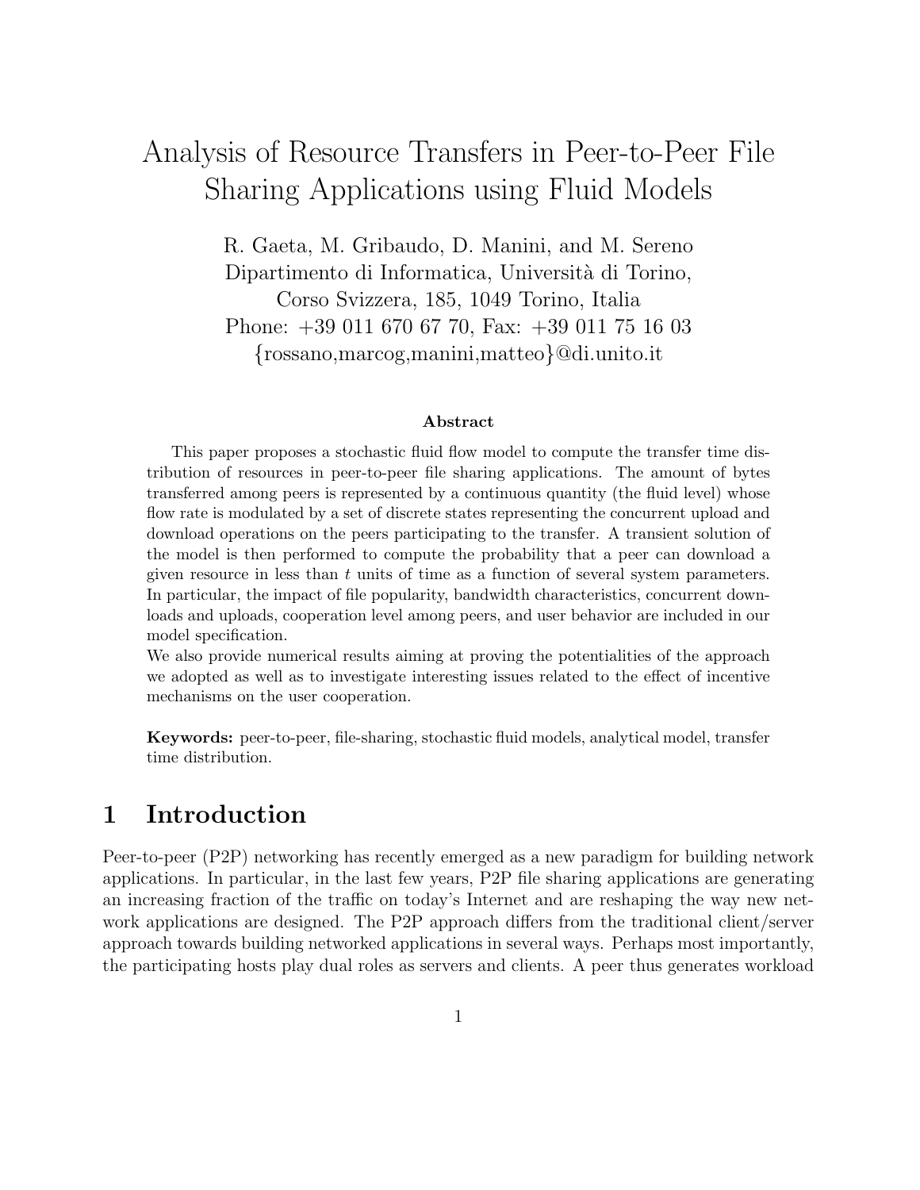# Analysis of Resource Transfers in Peer-to-Peer File Sharing Applications using Fluid Models

R. Gaeta, M. Gribaudo, D. Manini, and M. Sereno
Dipartimento di Informatica, Università di Torino,
Corso Svizzera, 185, 1049 Torino, Italia
Phone: +39 011 670 67 70, Fax: +39 011 75 16 03
{rossano,marcog,manini,matteo}@di.unito.it

**Abstract**

This paper proposes a stochastic fluid flow model to compute the transfer time distribution of resources in peer-to-peer file sharing applications. The amount of bytes transferred among peers is represented by a continuous quantity (the fluid level) whose flow rate is modulated by a set of discrete states representing the concurrent upload and download operations on the peers participating to the transfer. A transient solution of the model is then performed to compute the probability that a peer can download a given resource in less than $t$ units of time as a function of several system parameters. In particular, the impact of file popularity, bandwidth characteristics, concurrent downloads and uploads, cooperation level among peers, and user behavior are included in our model specification.
We also provide numerical results aiming at proving the potentialities of the approach we adopted as well as to investigate interesting issues related to the effect of incentive mechanisms on the user cooperation.

**Keywords:** peer-to-peer, file-sharing, stochastic fluid models, analytical model, transfer time distribution.

## 1 Introduction

Peer-to-peer (P2P) networking has recently emerged as a new paradigm for building network applications. In particular, in the last few years, P2P file sharing applications are generating an increasing fraction of the traffic on today's Internet and are reshaping the way new network applications are designed. The P2P approach differs from the traditional client/server approach towards building networked applications in several ways. Perhaps most importantly, the participating hosts play dual roles as servers and clients. A peer thus generates workload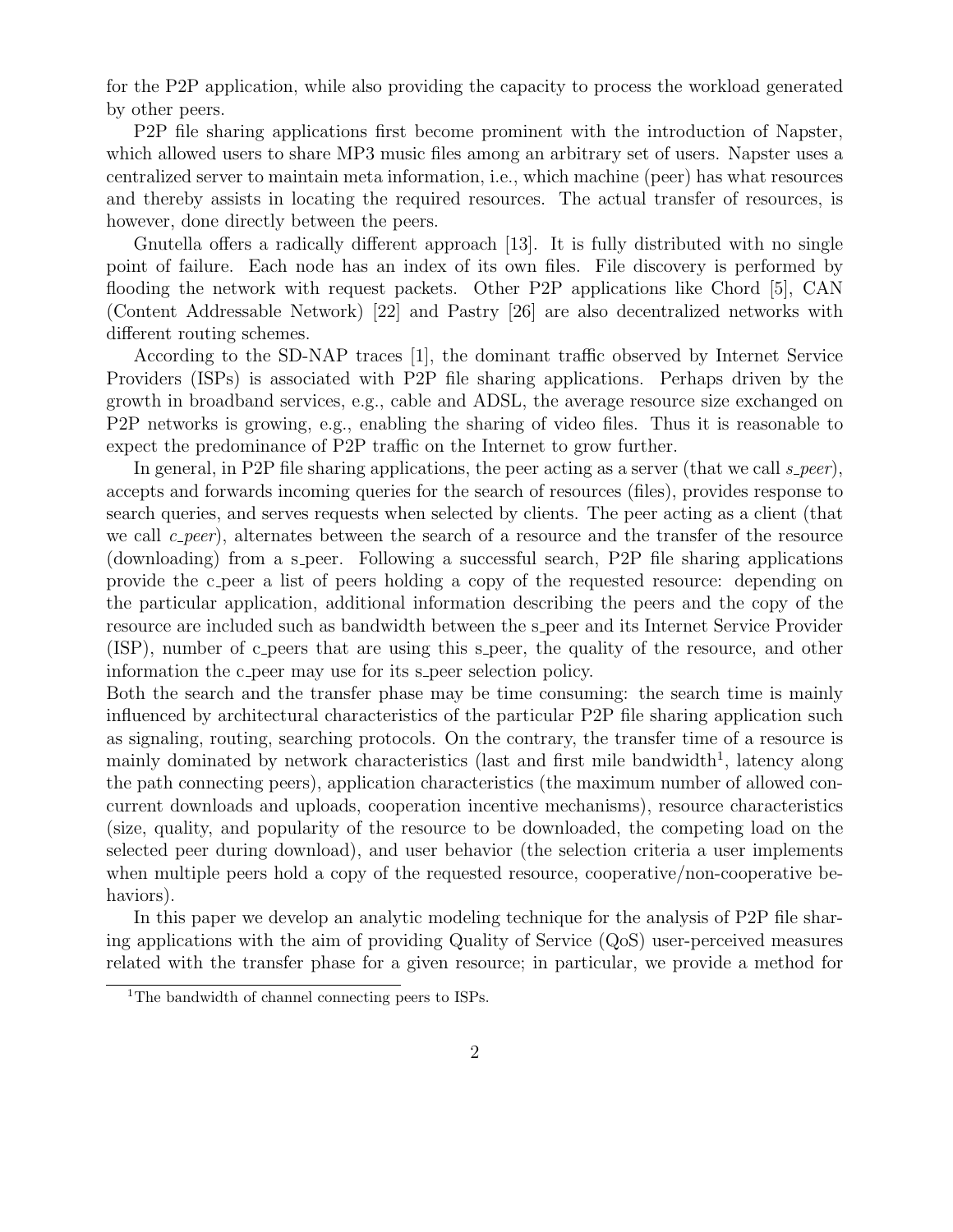for the P2P application, while also providing the capacity to process the workload generated by other peers.

P2P file sharing applications first become prominent with the introduction of Napster, which allowed users to share MP3 music files among an arbitrary set of users. Napster uses a centralized server to maintain meta information, i.e., which machine (peer) has what resources and thereby assists in locating the required resources. The actual transfer of resources, is however, done directly between the peers.

Gnutella offers a radically different approach [13]. It is fully distributed with no single point of failure. Each node has an index of its own files. File discovery is performed by flooding the network with request packets. Other P2P applications like Chord [5], CAN (Content Addressable Network) [22] and Pastry [26] are also decentralized networks with different routing schemes.

According to the SD-NAP traces [1], the dominant traffic observed by Internet Service Providers (ISPs) is associated with P2P file sharing applications. Perhaps driven by the growth in broadband services, e.g., cable and ADSL, the average resource size exchanged on P2P networks is growing, e.g., enabling the sharing of video files. Thus it is reasonable to expect the predominance of P2P traffic on the Internet to grow further.

In general, in P2P file sharing applications, the peer acting as a server (that we call *s_peer*), accepts and forwards incoming queries for the search of resources (files), provides response to search queries, and serves requests when selected by clients. The peer acting as a client (that we call *c_peer*), alternates between the search of a resource and the transfer of the resource (downloading) from a s_peer. Following a successful search, P2P file sharing applications provide the c_peer a list of peers holding a copy of the requested resource: depending on the particular application, additional information describing the peers and the copy of the resource are included such as bandwidth between the s_peer and its Internet Service Provider (ISP), number of c_peers that are using this s_peer, the quality of the resource, and other information the c_peer may use for its s_peer selection policy.

Both the search and the transfer phase may be time consuming: the search time is mainly influenced by architectural characteristics of the particular P2P file sharing application such as signaling, routing, searching protocols. On the contrary, the transfer time of a resource is mainly dominated by network characteristics (last and first mile bandwidth[1], latency along the path connecting peers), application characteristics (the maximum number of allowed concurrent downloads and uploads, cooperation incentive mechanisms), resource characteristics (size, quality, and popularity of the resource to be downloaded, the competing load on the selected peer during download), and user behavior (the selection criteria a user implements when multiple peers hold a copy of the requested resource, cooperative/non-cooperative behaviors).

In this paper we develop an analytic modeling technique for the analysis of P2P file sharing applications with the aim of providing Quality of Service (QoS) user-perceived measures related with the transfer phase for a given resource; in particular, we provide a method for

[1] The bandwidth of channel connecting peers to ISPs.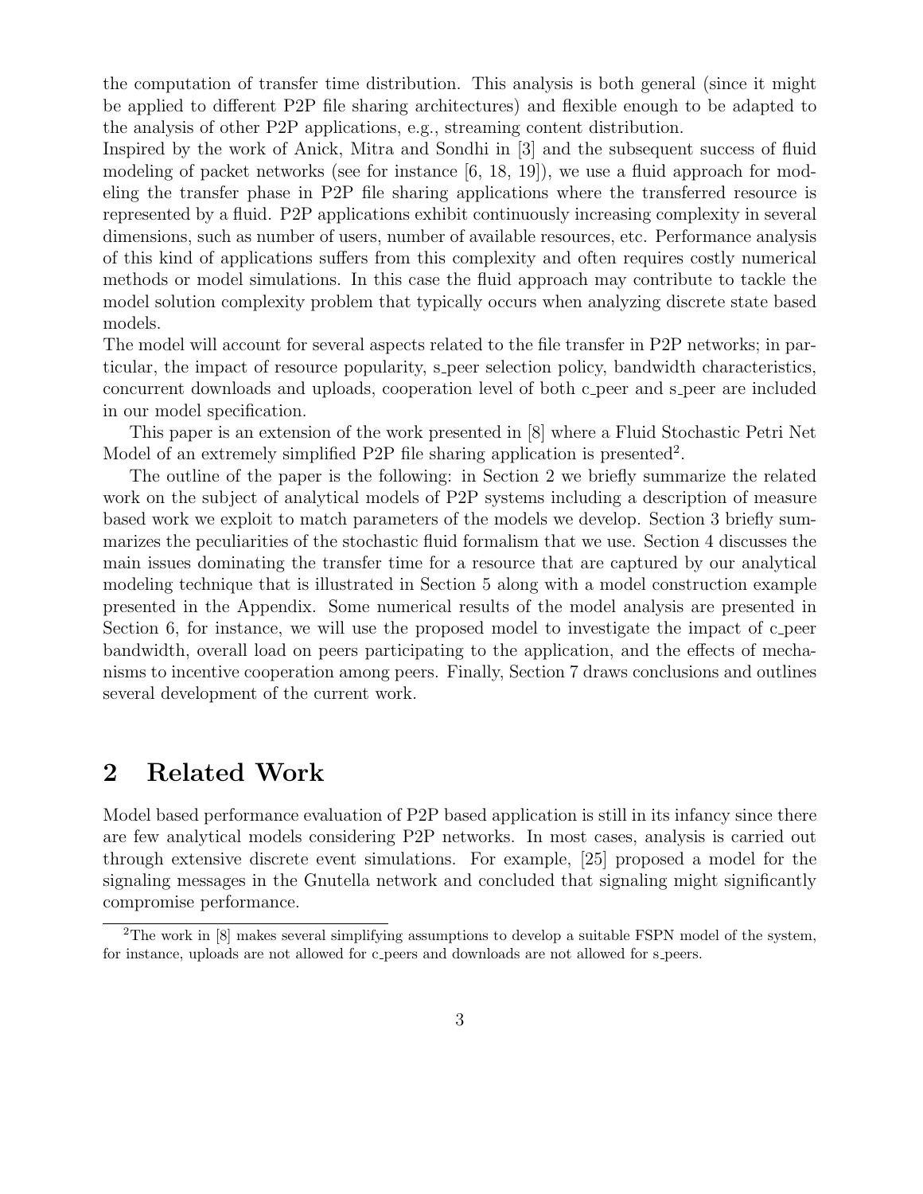the computation of transfer time distribution. This analysis is both general (since it might be applied to different P2P file sharing architectures) and flexible enough to be adapted to the analysis of other P2P applications, e.g., streaming content distribution.

Inspired by the work of Anick, Mitra and Sondhi in [3] and the subsequent success of fluid modeling of packet networks (see for instance [6, 18, 19]), we use a fluid approach for modeling the transfer phase in P2P file sharing applications where the transferred resource is represented by a fluid. P2P applications exhibit continuously increasing complexity in several dimensions, such as number of users, number of available resources, etc. Performance analysis of this kind of applications suffers from this complexity and often requires costly numerical methods or model simulations. In this case the fluid approach may contribute to tackle the model solution complexity problem that typically occurs when analyzing discrete state based models.

The model will account for several aspects related to the file transfer in P2P networks; in particular, the impact of resource popularity, s_peer selection policy, bandwidth characteristics, concurrent downloads and uploads, cooperation level of both c_peer and s_peer are included in our model specification.

This paper is an extension of the work presented in [8] where a Fluid Stochastic Petri Net Model of an extremely simplified P2P file sharing application is presented[2].

The outline of the paper is the following: in Section 2 we briefly summarize the related work on the subject of analytical models of P2P systems including a description of measure based work we exploit to match parameters of the models we develop. Section 3 briefly summarizes the peculiarities of the stochastic fluid formalism that we use. Section 4 discusses the main issues dominating the transfer time for a resource that are captured by our analytical modeling technique that is illustrated in Section 5 along with a model construction example presented in the Appendix. Some numerical results of the model analysis are presented in Section 6, for instance, we will use the proposed model to investigate the impact of c_peer bandwidth, overall load on peers participating to the application, and the effects of mechanisms to incentive cooperation among peers. Finally, Section 7 draws conclusions and outlines several development of the current work.

## 2 Related Work

Model based performance evaluation of P2P based application is still in its infancy since there are few analytical models considering P2P networks. In most cases, analysis is carried out through extensive discrete event simulations. For example, [25] proposed a model for the signaling messages in the Gnutella network and concluded that signaling might significantly compromise performance.

[2] The work in [8] makes several simplifying assumptions to develop a suitable FSPN model of the system, for instance, uploads are not allowed for c_peers and downloads are not allowed for s_peers.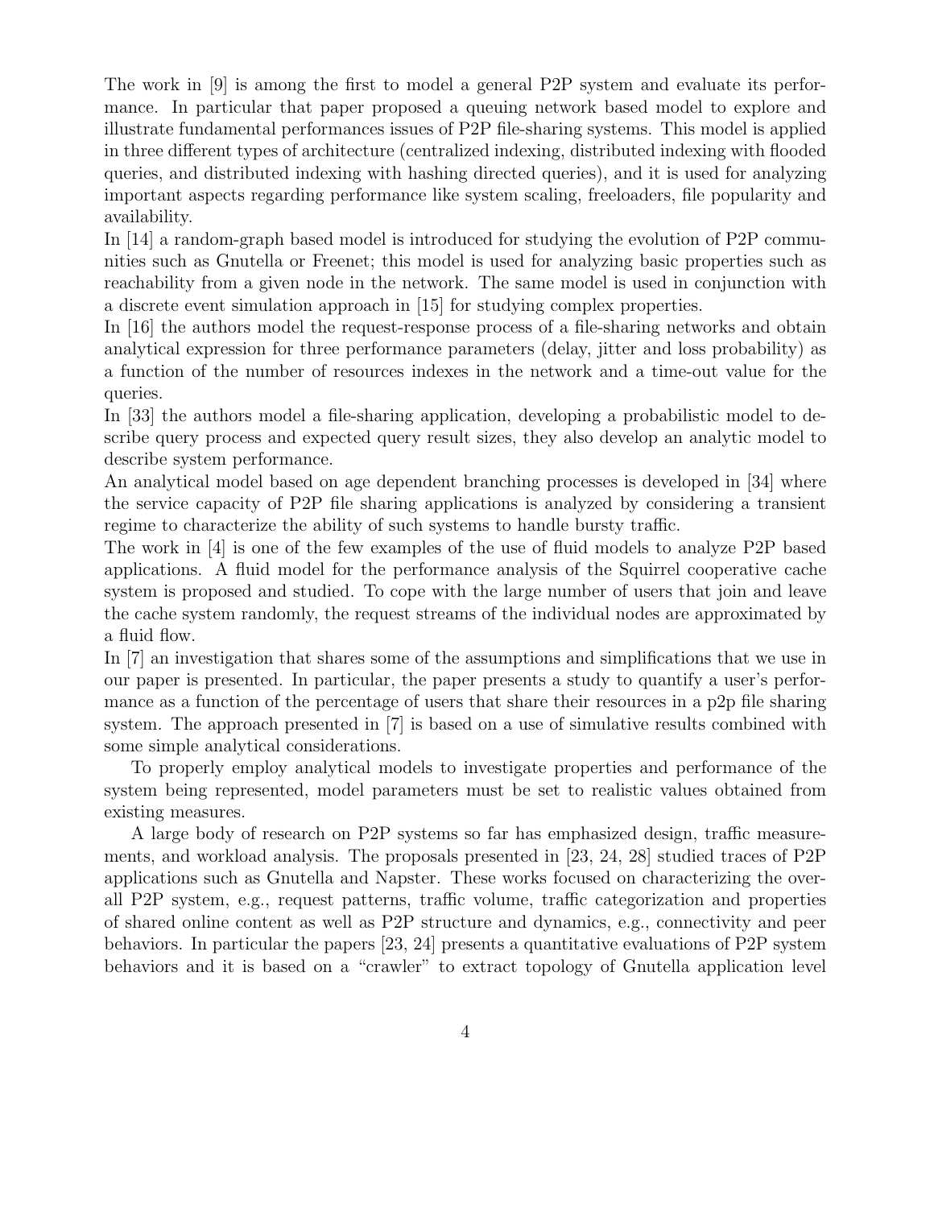The work in [9] is among the first to model a general P2P system and evaluate its performance. In particular that paper proposed a queuing network based model to explore and illustrate fundamental performances issues of P2P file-sharing systems. This model is applied in three different types of architecture (centralized indexing, distributed indexing with flooded queries, and distributed indexing with hashing directed queries), and it is used for analyzing important aspects regarding performance like system scaling, freeloaders, file popularity and availability.

In [14] a random-graph based model is introduced for studying the evolution of P2P communities such as Gnutella or Freenet; this model is used for analyzing basic properties such as reachability from a given node in the network. The same model is used in conjunction with a discrete event simulation approach in [15] for studying complex properties.

In [16] the authors model the request-response process of a file-sharing networks and obtain analytical expression for three performance parameters (delay, jitter and loss probability) as a function of the number of resources indexes in the network and a time-out value for the queries.

In [33] the authors model a file-sharing application, developing a probabilistic model to describe query process and expected query result sizes, they also develop an analytic model to describe system performance.

An analytical model based on age dependent branching processes is developed in [34] where the service capacity of P2P file sharing applications is analyzed by considering a transient regime to characterize the ability of such systems to handle bursty traffic.

The work in [4] is one of the few examples of the use of fluid models to analyze P2P based applications. A fluid model for the performance analysis of the Squirrel cooperative cache system is proposed and studied. To cope with the large number of users that join and leave the cache system randomly, the request streams of the individual nodes are approximated by a fluid flow.

In [7] an investigation that shares some of the assumptions and simplifications that we use in our paper is presented. In particular, the paper presents a study to quantify a user's performance as a function of the percentage of users that share their resources in a p2p file sharing system. The approach presented in [7] is based on a use of simulative results combined with some simple analytical considerations.

To properly employ analytical models to investigate properties and performance of the system being represented, model parameters must be set to realistic values obtained from existing measures.

A large body of research on P2P systems so far has emphasized design, traffic measurements, and workload analysis. The proposals presented in [23, 24, 28] studied traces of P2P applications such as Gnutella and Napster. These works focused on characterizing the overall P2P system, e.g., request patterns, traffic volume, traffic categorization and properties of shared online content as well as P2P structure and dynamics, e.g., connectivity and peer behaviors. In particular the papers [23, 24] presents a quantitative evaluations of P2P system behaviors and it is based on a "crawler" to extract topology of Gnutella application level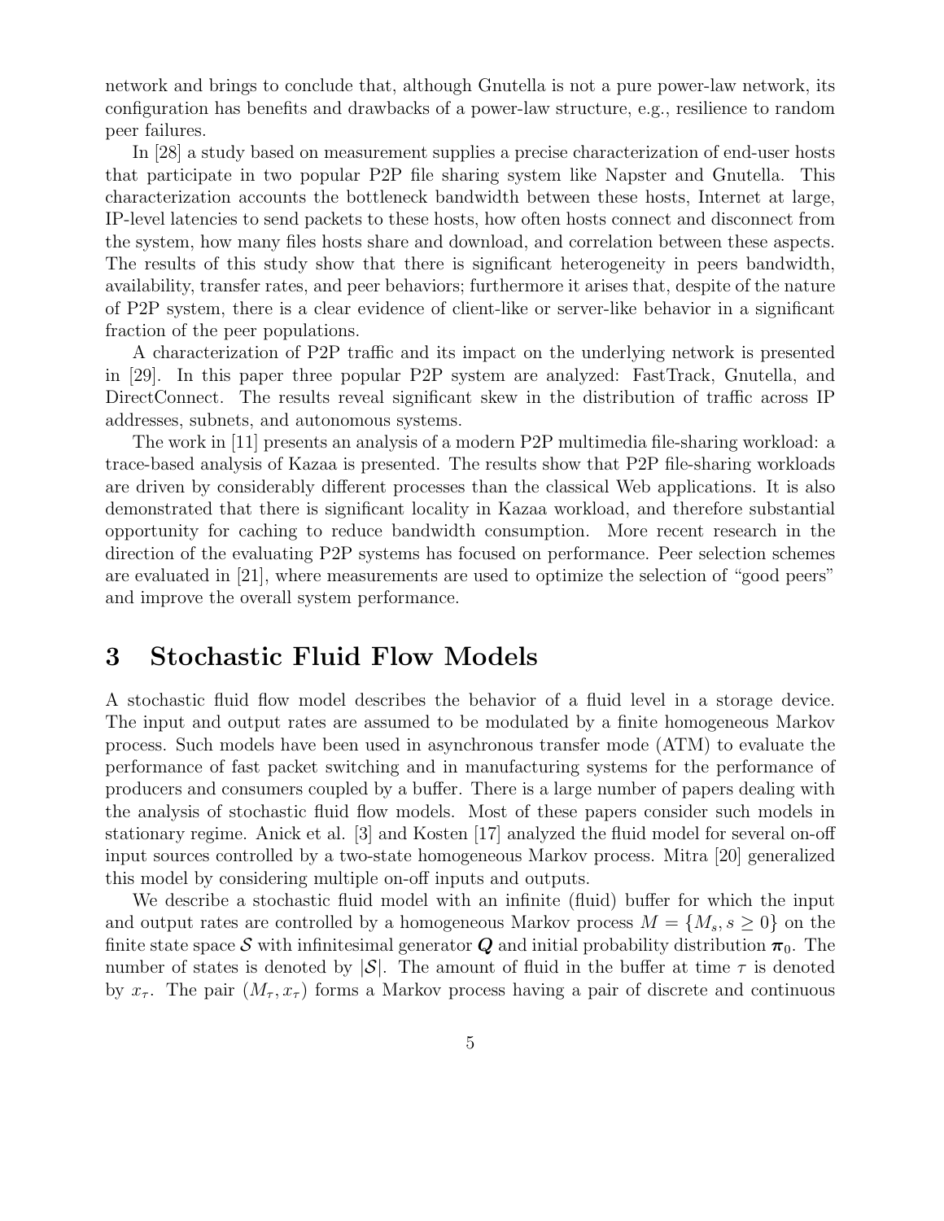network and brings to conclude that, although Gnutella is not a pure power-law network, its configuration has benefits and drawbacks of a power-law structure, e.g., resilience to random peer failures.

In [28] a study based on measurement supplies a precise characterization of end-user hosts that participate in two popular P2P file sharing system like Napster and Gnutella. This characterization accounts the bottleneck bandwidth between these hosts, Internet at large, IP-level latencies to send packets to these hosts, how often hosts connect and disconnect from the system, how many files hosts share and download, and correlation between these aspects. The results of this study show that there is significant heterogeneity in peers bandwidth, availability, transfer rates, and peer behaviors; furthermore it arises that, despite of the nature of P2P system, there is a clear evidence of client-like or server-like behavior in a significant fraction of the peer populations.

A characterization of P2P traffic and its impact on the underlying network is presented in [29]. In this paper three popular P2P system are analyzed: FastTrack, Gnutella, and DirectConnect. The results reveal significant skew in the distribution of traffic across IP addresses, subnets, and autonomous systems.

The work in [11] presents an analysis of a modern P2P multimedia file-sharing workload: a trace-based analysis of Kazaa is presented. The results show that P2P file-sharing workloads are driven by considerably different processes than the classical Web applications. It is also demonstrated that there is significant locality in Kazaa workload, and therefore substantial opportunity for caching to reduce bandwidth consumption. More recent research in the direction of the evaluating P2P systems has focused on performance. Peer selection schemes are evaluated in [21], where measurements are used to optimize the selection of "good peers" and improve the overall system performance.

# 3 Stochastic Fluid Flow Models

A stochastic fluid flow model describes the behavior of a fluid level in a storage device. The input and output rates are assumed to be modulated by a finite homogeneous Markov process. Such models have been used in asynchronous transfer mode (ATM) to evaluate the performance of fast packet switching and in manufacturing systems for the performance of producers and consumers coupled by a buffer. There is a large number of papers dealing with the analysis of stochastic fluid flow models. Most of these papers consider such models in stationary regime. Anick et al. [3] and Kosten [17] analyzed the fluid model for several on-off input sources controlled by a two-state homogeneous Markov process. Mitra [20] generalized this model by considering multiple on-off inputs and outputs.

We describe a stochastic fluid model with an infinite (fluid) buffer for which the input and output rates are controlled by a homogeneous Markov process $M = \{M_s, s \geq 0\}$ on the finite state space $\mathcal{S}$ with infinitesimal generator $\boldsymbol{Q}$ and initial probability distribution $\boldsymbol{\pi}_0$. The number of states is denoted by $|\mathcal{S}|$. The amount of fluid in the buffer at time $\tau$ is denoted by $x_\tau$. The pair $(M_\tau, x_\tau)$ forms a Markov process having a pair of discrete and continuous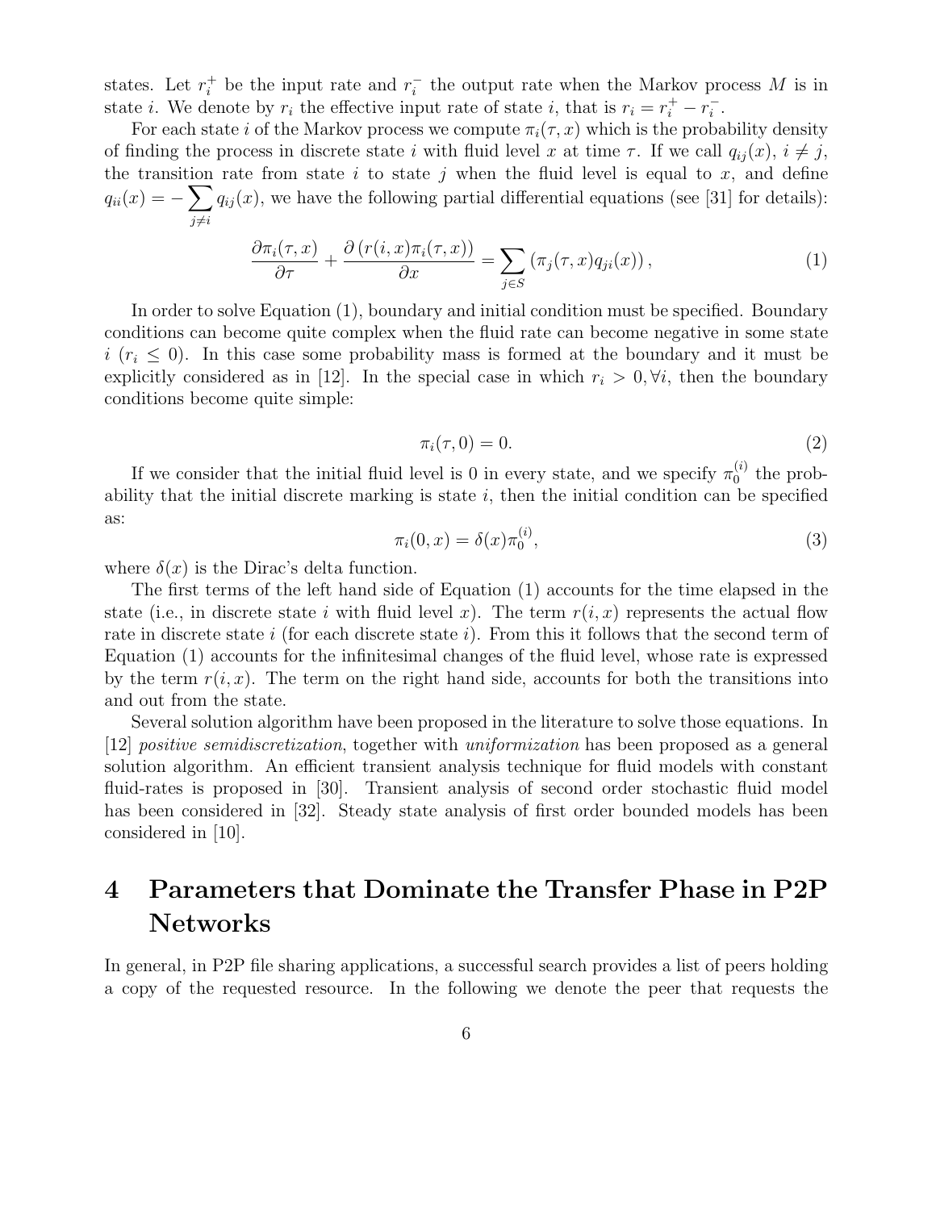states. Let $r_i^+$ be the input rate and $r_i^-$ the output rate when the Markov process $M$ is in state $i$. We denote by $r_i$ the effective input rate of state $i$, that is $r_i = r_i^+ - r_i^-$.

For each state $i$ of the Markov process we compute $\pi_i(\tau, x)$ which is the probability density of finding the process in discrete state $i$ with fluid level $x$ at time $\tau$. If we call $q_{ij}(x)$, $i \neq j$, the transition rate from state $i$ to state $j$ when the fluid level is equal to $x$, and define $q_{ii}(x) = -\sum_{j \neq i} q_{ij}(x)$, we have the following partial differential equations (see [31] for details):

$$\frac{\partial \pi_i(\tau, x)}{\partial \tau} + \frac{\partial \left( r(i, x) \pi_i(\tau, x) \right)}{\partial x} = \sum_{j \in S} \left( \pi_j(\tau, x) q_{ji}(x) \right), \tag{1}$$

In order to solve Equation (1), boundary and initial condition must be specified. Boundary conditions can become quite complex when the fluid rate can become negative in some state $i$ ($r_i \leq 0$). In this case some probability mass is formed at the boundary and it must be explicitly considered as in [12]. In the special case in which $r_i > 0, \forall i$, then the boundary conditions become quite simple:

$$\pi_i(\tau, 0) = 0. \tag{2}$$

If we consider that the initial fluid level is 0 in every state, and we specify $\pi_0^{(i)}$ the probability that the initial discrete marking is state $i$, then the initial condition can be specified as:

$$\pi_i(0, x) = \delta(x) \pi_0^{(i)}, \tag{3}$$

where $\delta(x)$ is the Dirac's delta function.

The first terms of the left hand side of Equation (1) accounts for the time elapsed in the state (i.e., in discrete state $i$ with fluid level $x$). The term $r(i, x)$ represents the actual flow rate in discrete state $i$ (for each discrete state $i$). From this it follows that the second term of Equation (1) accounts for the infinitesimal changes of the fluid level, whose rate is expressed by the term $r(i, x)$. The term on the right hand side, accounts for both the transitions into and out from the state.

Several solution algorithm have been proposed in the literature to solve those equations. In [12] *positive semidiscretization*, together with *uniformization* has been proposed as a general solution algorithm. An efficient transient analysis technique for fluid models with constant fluid-rates is proposed in [30]. Transient analysis of second order stochastic fluid model has been considered in [32]. Steady state analysis of first order bounded models has been considered in [10].

# 4 Parameters that Dominate the Transfer Phase in P2P Networks

In general, in P2P file sharing applications, a successful search provides a list of peers holding a copy of the requested resource. In the following we denote the peer that requests the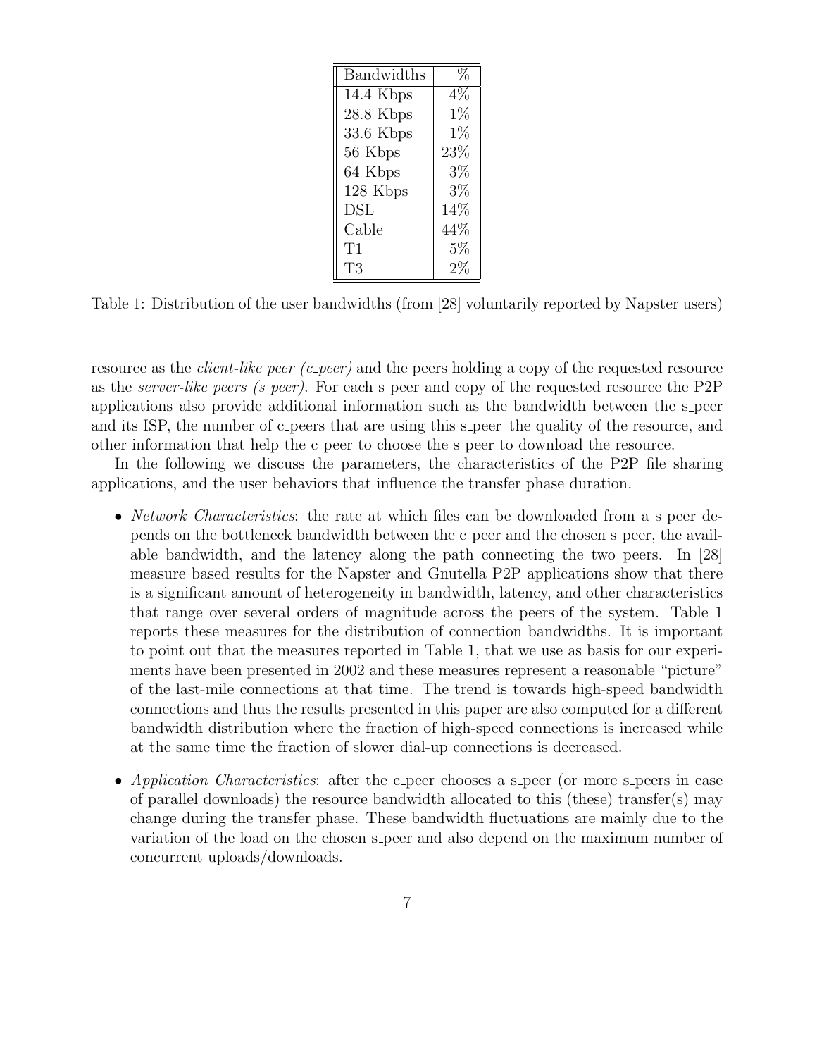| Bandwidths | % |
|---|---|
| 14.4 Kbps | 4% |
| 28.8 Kbps | 1% |
| 33.6 Kbps | 1% |
| 56 Kbps | 23% |
| 64 Kbps | 3% |
| 128 Kbps | 3% |
| DSL | 14% |
| Cable | 44% |
| T1 | 5% |
| T3 | 2% |

Table 1: Distribution of the user bandwidths (from [28] voluntarily reported by Napster users)

resource as the *client-like peer (c_peer)* and the peers holding a copy of the requested resource as the *server-like peers (s_peer)*. For each s_peer and copy of the requested resource the P2P applications also provide additional information such as the bandwidth between the s_peer and its ISP, the number of c_peers that are using this s_peer the quality of the resource, and other information that help the c_peer to choose the s_peer to download the resource.

In the following we discuss the parameters, the characteristics of the P2P file sharing applications, and the user behaviors that influence the transfer phase duration.

- *Network Characteristics*: the rate at which files can be downloaded from a s_peer depends on the bottleneck bandwidth between the c_peer and the chosen s_peer, the available bandwidth, and the latency along the path connecting the two peers. In [28] measure based results for the Napster and Gnutella P2P applications show that there is a significant amount of heterogeneity in bandwidth, latency, and other characteristics that range over several orders of magnitude across the peers of the system. Table 1 reports these measures for the distribution of connection bandwidths. It is important to point out that the measures reported in Table 1, that we use as basis for our experiments have been presented in 2002 and these measures represent a reasonable "picture" of the last-mile connections at that time. The trend is towards high-speed bandwidth connections and thus the results presented in this paper are also computed for a different bandwidth distribution where the fraction of high-speed connections is increased while at the same time the fraction of slower dial-up connections is decreased.

- *Application Characteristics*: after the c_peer chooses a s_peer (or more s_peers in case of parallel downloads) the resource bandwidth allocated to this (these) transfer(s) may change during the transfer phase. These bandwidth fluctuations are mainly due to the variation of the load on the chosen s_peer and also depend on the maximum number of concurrent uploads/downloads.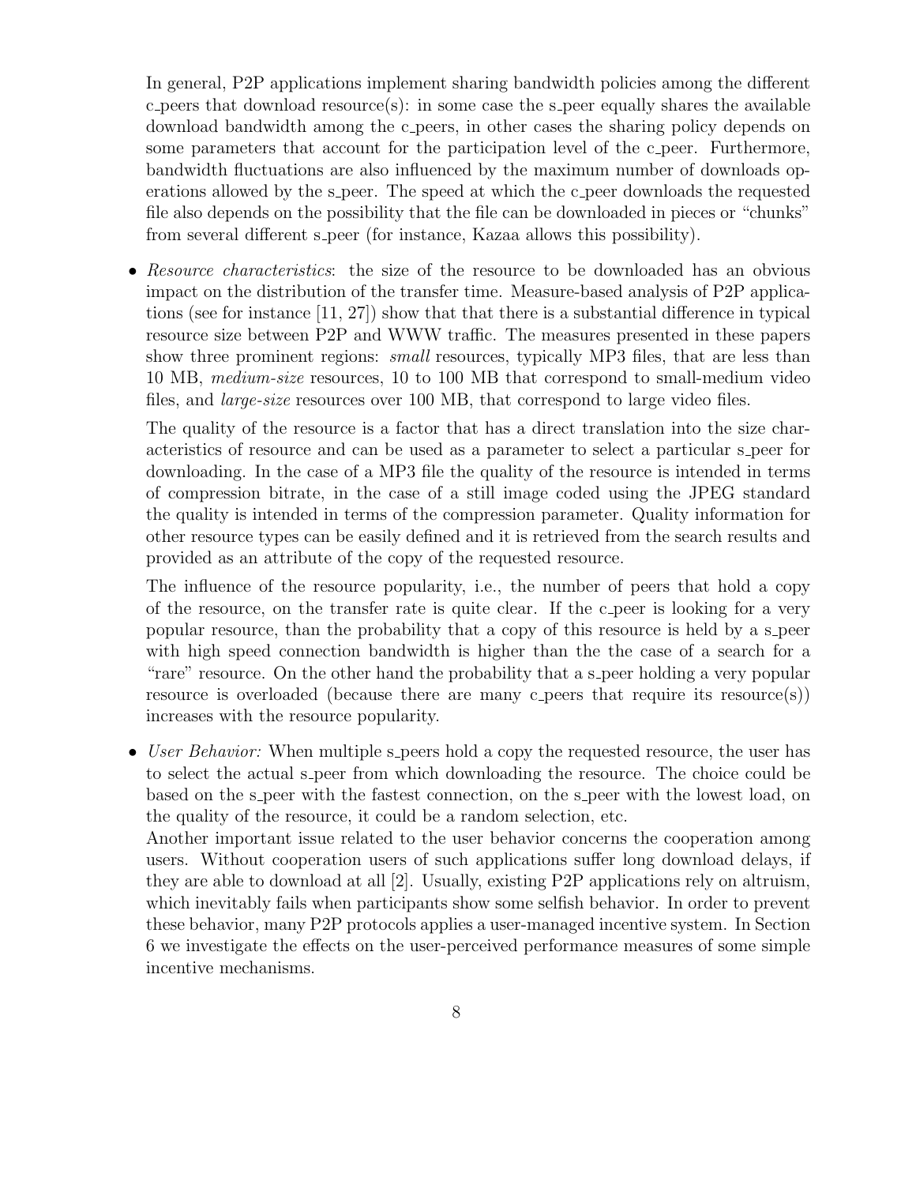In general, P2P applications implement sharing bandwidth policies among the different c_peers that download resource(s): in some case the s_peer equally shares the available download bandwidth among the c_peers, in other cases the sharing policy depends on some parameters that account for the participation level of the c_peer. Furthermore, bandwidth fluctuations are also influenced by the maximum number of downloads operations allowed by the s_peer. The speed at which the c_peer downloads the requested file also depends on the possibility that the file can be downloaded in pieces or "chunks" from several different s_peer (for instance, Kazaa allows this possibility).

- *Resource characteristics*: the size of the resource to be downloaded has an obvious impact on the distribution of the transfer time. Measure-based analysis of P2P applications (see for instance [11, 27]) show that that there is a substantial difference in typical resource size between P2P and WWW traffic. The measures presented in these papers show three prominent regions: *small* resources, typically MP3 files, that are less than 10 MB, *medium-size* resources, 10 to 100 MB that correspond to small-medium video files, and *large-size* resources over 100 MB, that correspond to large video files.

  The quality of the resource is a factor that has a direct translation into the size characteristics of resource and can be used as a parameter to select a particular s_peer for downloading. In the case of a MP3 file the quality of the resource is intended in terms of compression bitrate, in the case of a still image coded using the JPEG standard the quality is intended in terms of the compression parameter. Quality information for other resource types can be easily defined and it is retrieved from the search results and provided as an attribute of the copy of the requested resource.

  The influence of the resource popularity, i.e., the number of peers that hold a copy of the resource, on the transfer rate is quite clear. If the c_peer is looking for a very popular resource, than the probability that a copy of this resource is held by a s_peer with high speed connection bandwidth is higher than the the case of a search for a "rare" resource. On the other hand the probability that a s_peer holding a very popular resource is overloaded (because there are many c_peers that require its resource(s)) increases with the resource popularity.

- *User Behavior:* When multiple s_peers hold a copy the requested resource, the user has to select the actual s_peer from which downloading the resource. The choice could be based on the s_peer with the fastest connection, on the s_peer with the lowest load, on the quality of the resource, it could be a random selection, etc.

  Another important issue related to the user behavior concerns the cooperation among users. Without cooperation users of such applications suffer long download delays, if they are able to download at all [2]. Usually, existing P2P applications rely on altruism, which inevitably fails when participants show some selfish behavior. In order to prevent these behavior, many P2P protocols applies a user-managed incentive system. In Section 6 we investigate the effects on the user-perceived performance measures of some simple incentive mechanisms.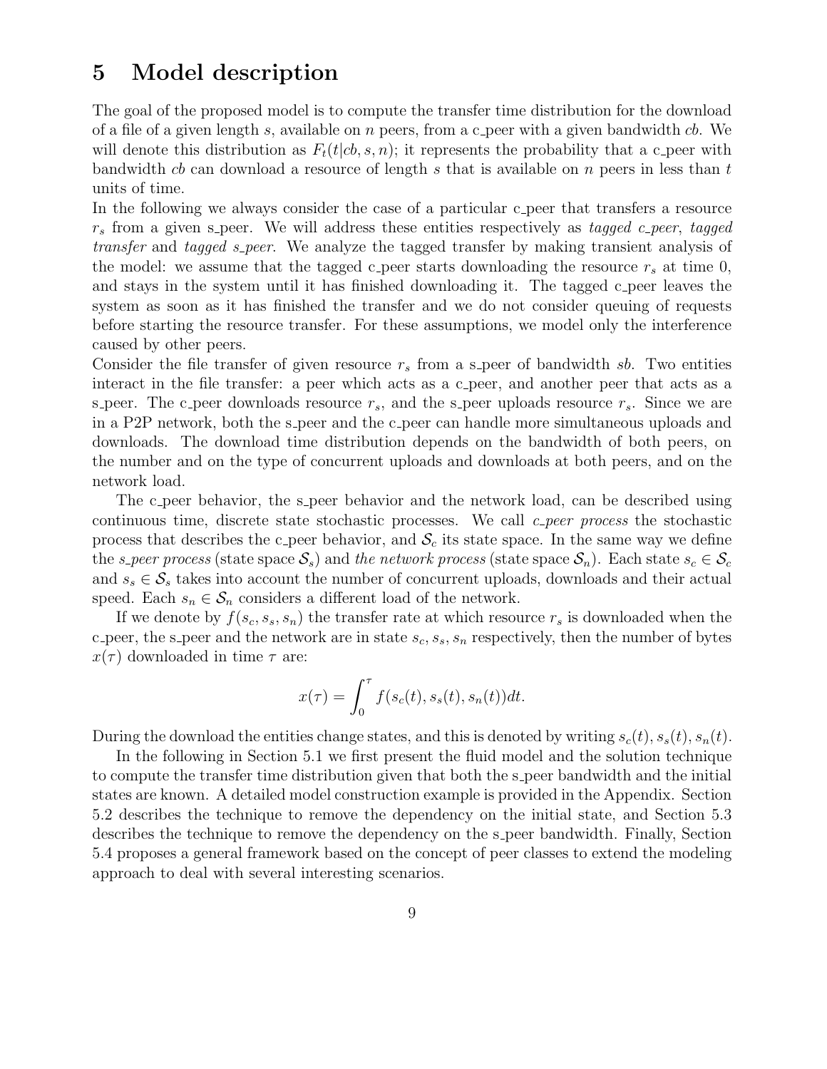# 5 Model description

The goal of the proposed model is to compute the transfer time distribution for the download of a file of a given length $s$, available on $n$ peers, from a c_peer with a given bandwidth $cb$. We will denote this distribution as $F_t(t|cb, s, n)$; it represents the probability that a c_peer with bandwidth $cb$ can download a resource of length $s$ that is available on $n$ peers in less than $t$ units of time.

In the following we always consider the case of a particular c_peer that transfers a resource $r_s$ from a given s_peer. We will address these entities respectively as *tagged c_peer*, *tagged transfer* and *tagged s_peer*. We analyze the tagged transfer by making transient analysis of the model: we assume that the tagged c_peer starts downloading the resource $r_s$ at time 0, and stays in the system until it has finished downloading it. The tagged c_peer leaves the system as soon as it has finished the transfer and we do not consider queuing of requests before starting the resource transfer. For these assumptions, we model only the interference caused by other peers.

Consider the file transfer of given resource $r_s$ from a s_peer of bandwidth $sb$. Two entities interact in the file transfer: a peer which acts as a c_peer, and another peer that acts as a s_peer. The c_peer downloads resource $r_s$, and the s_peer uploads resource $r_s$. Since we are in a P2P network, both the s_peer and the c_peer can handle more simultaneous uploads and downloads. The download time distribution depends on the bandwidth of both peers, on the number and on the type of concurrent uploads and downloads at both peers, and on the network load.

The c_peer behavior, the s_peer behavior and the network load, can be described using continuous time, discrete state stochastic processes. We call *c_peer process* the stochastic process that describes the c_peer behavior, and $\mathcal{S}_c$ its state space. In the same way we define the *s_peer process* (state space $\mathcal{S}_s$) and *the network process* (state space $\mathcal{S}_n$). Each state $s_c \in \mathcal{S}_c$ and $s_s \in \mathcal{S}_s$ takes into account the number of concurrent uploads, downloads and their actual speed. Each $s_n \in \mathcal{S}_n$ considers a different load of the network.

If we denote by $f(s_c, s_s, s_n)$ the transfer rate at which resource $r_s$ is downloaded when the c_peer, the s_peer and the network are in state $s_c, s_s, s_n$ respectively, then the number of bytes $x(\tau)$ downloaded in time $\tau$ are:

$$x(\tau) = \int_0^\tau f(s_c(t), s_s(t), s_n(t))dt.$$

During the download the entities change states, and this is denoted by writing $s_c(t), s_s(t), s_n(t)$.

In the following in Section 5.1 we first present the fluid model and the solution technique to compute the transfer time distribution given that both the s_peer bandwidth and the initial states are known. A detailed model construction example is provided in the Appendix. Section 5.2 describes the technique to remove the dependency on the initial state, and Section 5.3 describes the technique to remove the dependency on the s_peer bandwidth. Finally, Section 5.4 proposes a general framework based on the concept of peer classes to extend the modeling approach to deal with several interesting scenarios.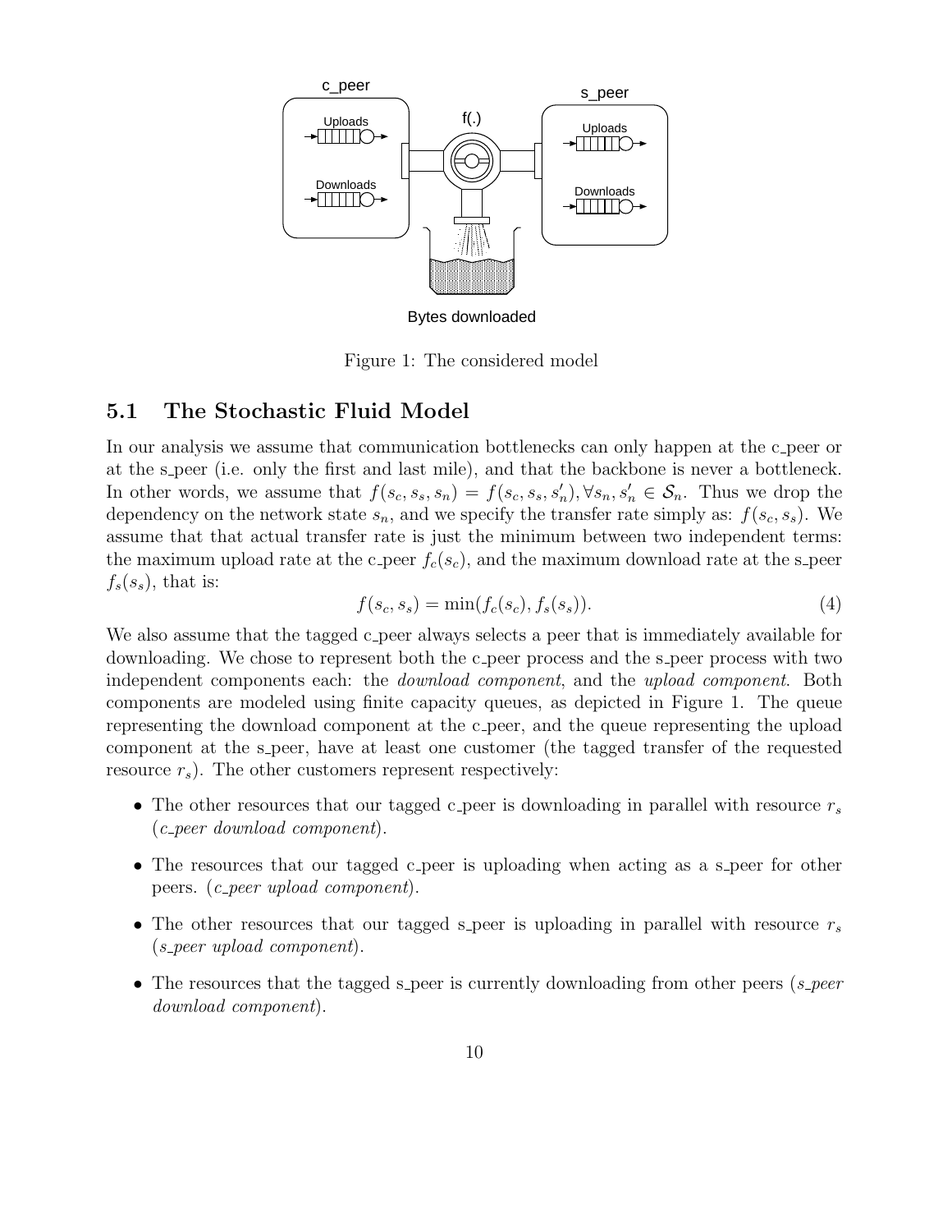Figure 1: The considered model

## 5.1 The Stochastic Fluid Model

In our analysis we assume that communication bottlenecks can only happen at the c_peer or at the s_peer (i.e. only the first and last mile), and that the backbone is never a bottleneck. In other words, we assume that $f(s_c, s_s, s_n) = f(s_c, s_s, s_n'), \forall s_n, s_n' \in \mathcal{S}_n$. Thus we drop the dependency on the network state $s_n$, and we specify the transfer rate simply as: $f(s_c, s_s)$. We assume that that actual transfer rate is just the minimum between two independent terms: the maximum upload rate at the c_peer $f_c(s_c)$, and the maximum download rate at the s_peer $f_s(s_s)$, that is:

$$f(s_c, s_s) = \min(f_c(s_c), f_s(s_s)). \tag{4}$$

We also assume that the tagged c_peer always selects a peer that is immediately available for downloading. We chose to represent both the c_peer process and the s_peer process with two independent components each: the *download component*, and the *upload component*. Both components are modeled using finite capacity queues, as depicted in Figure 1. The queue representing the download component at the c_peer, and the queue representing the upload component at the s_peer, have at least one customer (the tagged transfer of the requested resource $r_s$). The other customers represent respectively:

- The other resources that our tagged c_peer is downloading in parallel with resource $r_s$ (*c_peer download component*).
- The resources that our tagged c_peer is uploading when acting as a s_peer for other peers. (*c_peer upload component*).
- The other resources that our tagged s_peer is uploading in parallel with resource $r_s$ (*s_peer upload component*).
- The resources that the tagged s_peer is currently downloading from other peers (*s_peer download component*).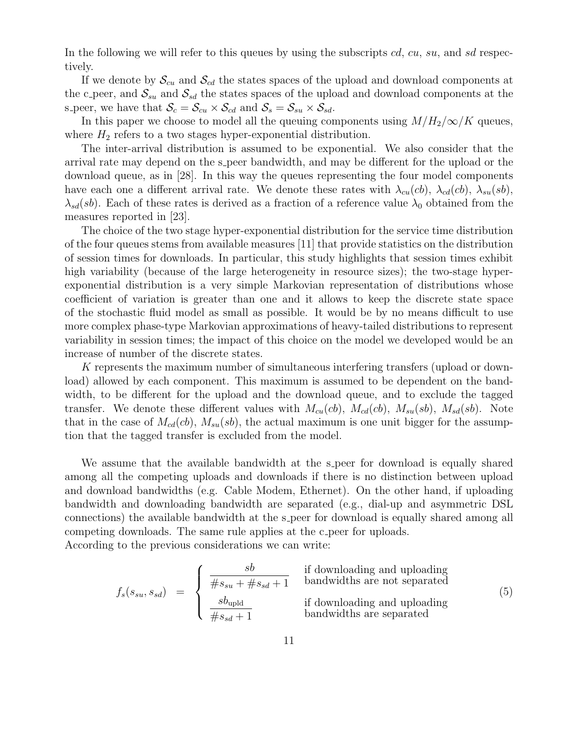In the following we will refer to this queues by using the subscripts $cd$, $cu$, $su$, and $sd$ respectively.

If we denote by $\mathcal{S}_{cu}$ and $\mathcal{S}_{cd}$ the states spaces of the upload and download components at the c_peer, and $\mathcal{S}_{su}$ and $\mathcal{S}_{sd}$ the states spaces of the upload and download components at the s_peer, we have that $\mathcal{S}_c = \mathcal{S}_{cu} \times \mathcal{S}_{cd}$ and $\mathcal{S}_s = \mathcal{S}_{su} \times \mathcal{S}_{sd}$.

In this paper we choose to model all the queuing components using $M/H_2/\infty/K$ queues, where $H_2$ refers to a two stages hyper-exponential distribution.

The inter-arrival distribution is assumed to be exponential. We also consider that the arrival rate may depend on the s_peer bandwidth, and may be different for the upload or the download queue, as in [28]. In this way the queues representing the four model components have each one a different arrival rate. We denote these rates with $\lambda_{cu}(cb)$, $\lambda_{cd}(cb)$, $\lambda_{su}(sb)$, $\lambda_{sd}(sb)$. Each of these rates is derived as a fraction of a reference value $\lambda_0$ obtained from the measures reported in [23].

The choice of the two stage hyper-exponential distribution for the service time distribution of the four queues stems from available measures [11] that provide statistics on the distribution of session times for downloads. In particular, this study highlights that session times exhibit high variability (because of the large heterogeneity in resource sizes); the two-stage hyper-exponential distribution is a very simple Markovian representation of distributions whose coefficient of variation is greater than one and it allows to keep the discrete state space of the stochastic fluid model as small as possible. It would be by no means difficult to use more complex phase-type Markovian approximations of heavy-tailed distributions to represent variability in session times; the impact of this choice on the model we developed would be an increase of number of the discrete states.

$K$ represents the maximum number of simultaneous interfering transfers (upload or download) allowed by each component. This maximum is assumed to be dependent on the bandwidth, to be different for the upload and the download queue, and to exclude the tagged transfer. We denote these different values with $M_{cu}(cb)$, $M_{cd}(cb)$, $M_{su}(sb)$, $M_{sd}(sb)$. Note that in the case of $M_{cd}(cb)$, $M_{su}(sb)$, the actual maximum is one unit bigger for the assumption that the tagged transfer is excluded from the model.

We assume that the available bandwidth at the s_peer for download is equally shared among all the competing uploads and downloads if there is no distinction between upload and download bandwidths (e.g. Cable Modem, Ethernet). On the other hand, if uploading bandwidth and downloading bandwidth are separated (e.g., dial-up and asymmetric DSL connections) the available bandwidth at the s_peer for download is equally shared among all competing downloads. The same rule applies at the c_peer for uploads.
According to the previous considerations we can write:

$$f_s(s_{su}, s_{sd}) = \begin{cases} \dfrac{sb}{\#s_{su} + \#s_{sd} + 1} & \text{if downloading and uploading bandwidths are not separated} \\ \dfrac{sb_{\text{upld}}}{\#s_{sd} + 1} & \text{if downloading and uploading bandwidths are separated} \end{cases} \tag{5}$$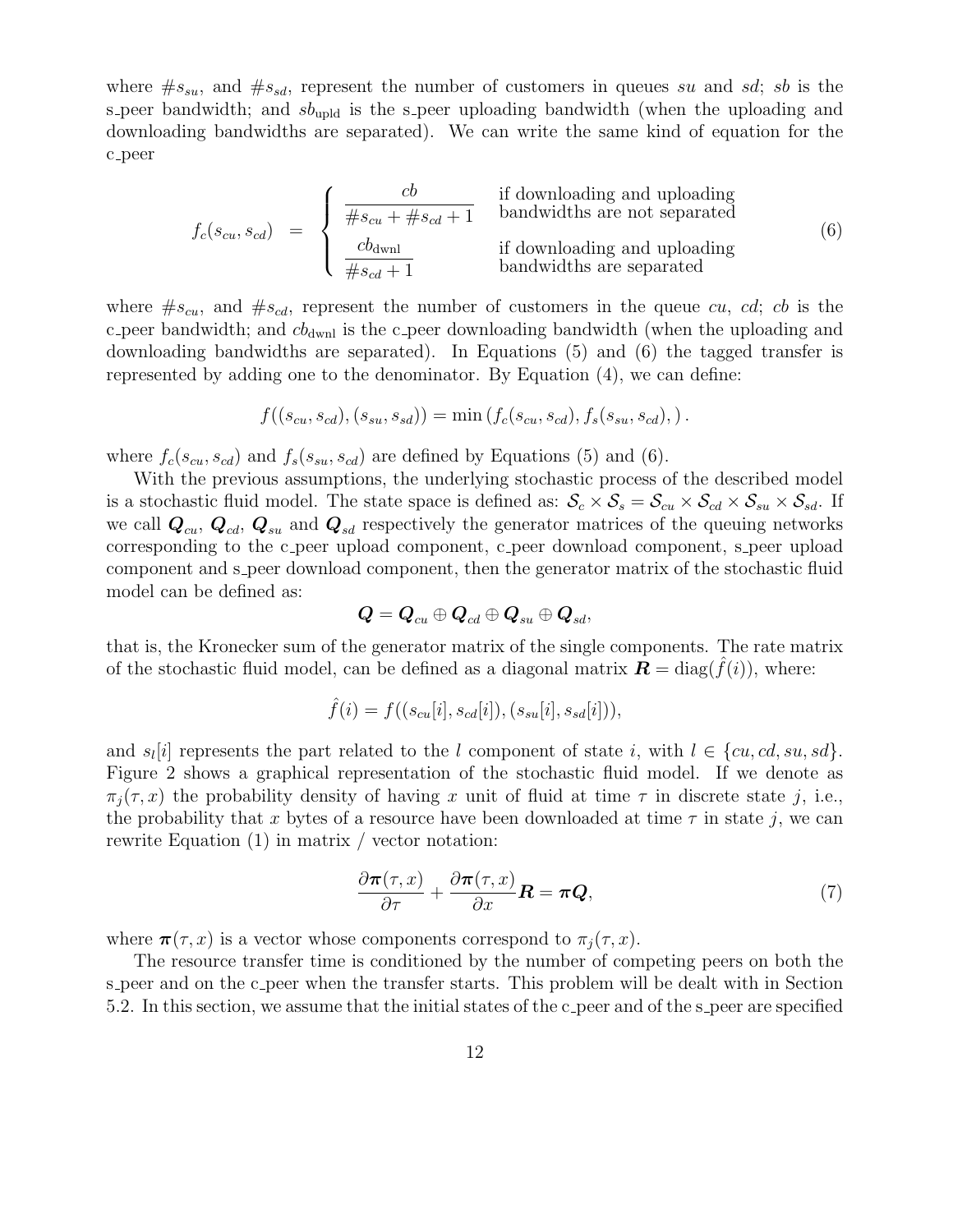where $\#s_{su}$, and $\#s_{sd}$, represent the number of customers in queues $su$ and $sd$; $sb$ is the s_peer bandwidth; and $sb_{\text{upld}}$ is the s_peer uploading bandwidth (when the uploading and downloading bandwidths are separated). We can write the same kind of equation for the c_peer

$$
f_c(s_{cu}, s_{cd}) \;=\; \begin{cases} \dfrac{cb}{\#s_{cu} + \#s_{cd} + 1} & \text{if downloading and uploading bandwidths are not separated} \\[2ex] \dfrac{cb_{\text{dwnl}}}{\#s_{cd} + 1} & \text{if downloading and uploading bandwidths are separated} \end{cases} \tag{6}
$$

where $\#s_{cu}$, and $\#s_{cd}$, represent the number of customers in the queue $cu$, $cd$; $cb$ is the c_peer bandwidth; and $cb_{\text{dwnl}}$ is the c_peer downloading bandwidth (when the uploading and downloading bandwidths are separated). In Equations (5) and (6) the tagged transfer is represented by adding one to the denominator. By Equation (4), we can define:

$$
f((s_{cu}, s_{cd}), (s_{su}, s_{sd})) = \min\left(f_c(s_{cu}, s_{cd}), f_s(s_{su}, s_{cd}),\right).
$$

where $f_c(s_{cu}, s_{cd})$ and $f_s(s_{su}, s_{cd})$ are defined by Equations (5) and (6).

With the previous assumptions, the underlying stochastic process of the described model is a stochastic fluid model. The state space is defined as: $\mathcal{S}_c \times \mathcal{S}_s = \mathcal{S}_{cu} \times \mathcal{S}_{cd} \times \mathcal{S}_{su} \times \mathcal{S}_{sd}$. If we call $\boldsymbol{Q}_{cu}$, $\boldsymbol{Q}_{cd}$, $\boldsymbol{Q}_{su}$ and $\boldsymbol{Q}_{sd}$ respectively the generator matrices of the queuing networks corresponding to the c_peer upload component, c_peer download component, s_peer upload component and s_peer download component, then the generator matrix of the stochastic fluid model can be defined as:

$$
\boldsymbol{Q} = \boldsymbol{Q}_{cu} \oplus \boldsymbol{Q}_{cd} \oplus \boldsymbol{Q}_{su} \oplus \boldsymbol{Q}_{sd},
$$

that is, the Kronecker sum of the generator matrix of the single components. The rate matrix of the stochastic fluid model, can be defined as a diagonal matrix $\boldsymbol{R} = \text{diag}(\hat{f}(i))$, where:

$$
\hat{f}(i) = f((s_{cu}[i], s_{cd}[i]), (s_{su}[i], s_{sd}[i])),
$$

and $s_l[i]$ represents the part related to the $l$ component of state $i$, with $l \in \{cu, cd, su, sd\}$. Figure 2 shows a graphical representation of the stochastic fluid model. If we denote as $\pi_j(\tau, x)$ the probability density of having $x$ unit of fluid at time $\tau$ in discrete state $j$, i.e., the probability that $x$ bytes of a resource have been downloaded at time $\tau$ in state $j$, we can rewrite Equation (1) in matrix / vector notation:

$$
\frac{\partial \boldsymbol{\pi}(\tau, x)}{\partial \tau} + \frac{\partial \boldsymbol{\pi}(\tau, x)}{\partial x} \boldsymbol{R} = \boldsymbol{\pi} \boldsymbol{Q}, \tag{7}
$$

where $\boldsymbol{\pi}(\tau, x)$ is a vector whose components correspond to $\pi_j(\tau, x)$.

The resource transfer time is conditioned by the number of competing peers on both the s_peer and on the c_peer when the transfer starts. This problem will be dealt with in Section 5.2. In this section, we assume that the initial states of the c_peer and of the s_peer are specified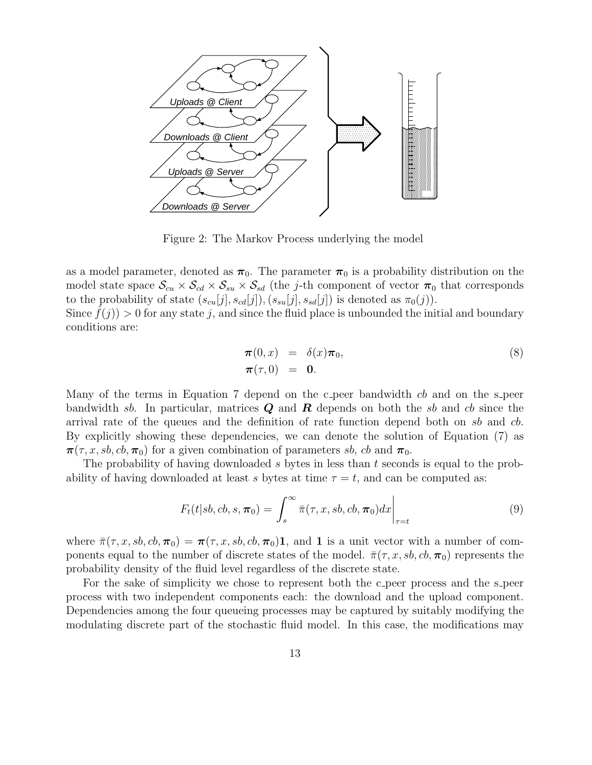Figure 2: The Markov Process underlying the model

as a model parameter, denoted as $\boldsymbol{\pi}_0$. The parameter $\boldsymbol{\pi}_0$ is a probability distribution on the model state space $\mathcal{S}_{cu} \times \mathcal{S}_{cd} \times \mathcal{S}_{su} \times \mathcal{S}_{sd}$ (the $j$-th component of vector $\boldsymbol{\pi}_0$ that corresponds to the probability of state $(s_{cu}[j], s_{cd}[j]), (s_{su}[j], s_{sd}[j])$ is denoted as $\pi_0(j)$).
Since $f(j)) > 0$ for any state $j$, and since the fluid place is unbounded the initial and boundary conditions are:

$$
\begin{aligned}
\boldsymbol{\pi}(0, x) &= \delta(x)\boldsymbol{\pi}_0, \\
\boldsymbol{\pi}(\tau, 0) &= \mathbf{0}.
\end{aligned}
\tag{8}
$$

Many of the terms in Equation 7 depend on the c_peer bandwidth $cb$ and on the s_peer bandwidth $sb$. In particular, matrices $\boldsymbol{Q}$ and $\boldsymbol{R}$ depends on both the $sb$ and $cb$ since the arrival rate of the queues and the definition of rate function depend both on $sb$ and $cb$. By explicitly showing these dependencies, we can denote the solution of Equation (7) as $\boldsymbol{\pi}(\tau, x, sb, cb, \boldsymbol{\pi}_0)$ for a given combination of parameters $sb$, $cb$ and $\boldsymbol{\pi}_0$.

The probability of having downloaded $s$ bytes in less than $t$ seconds is equal to the probability of having downloaded at least $s$ bytes at time $\tau = t$, and can be computed as:

$$
F_t(t|sb, cb, s, \boldsymbol{\pi}_0) = \int_s^\infty \bar{\pi}(\tau, x, sb, cb, \boldsymbol{\pi}_0) dx \bigg|_{\tau=t} \tag{9}
$$

where $\bar{\pi}(\tau, x, sb, cb, \boldsymbol{\pi}_0) = \boldsymbol{\pi}(\tau, x, sb, cb, \boldsymbol{\pi}_0)\mathbf{1}$, and $\mathbf{1}$ is a unit vector with a number of components equal to the number of discrete states of the model. $\bar{\pi}(\tau, x, sb, cb, \boldsymbol{\pi}_0)$ represents the probability density of the fluid level regardless of the discrete state.

For the sake of simplicity we chose to represent both the c_peer process and the s_peer process with two independent components each: the download and the upload component. Dependencies among the four queueing processes may be captured by suitably modifying the modulating discrete part of the stochastic fluid model. In this case, the modifications may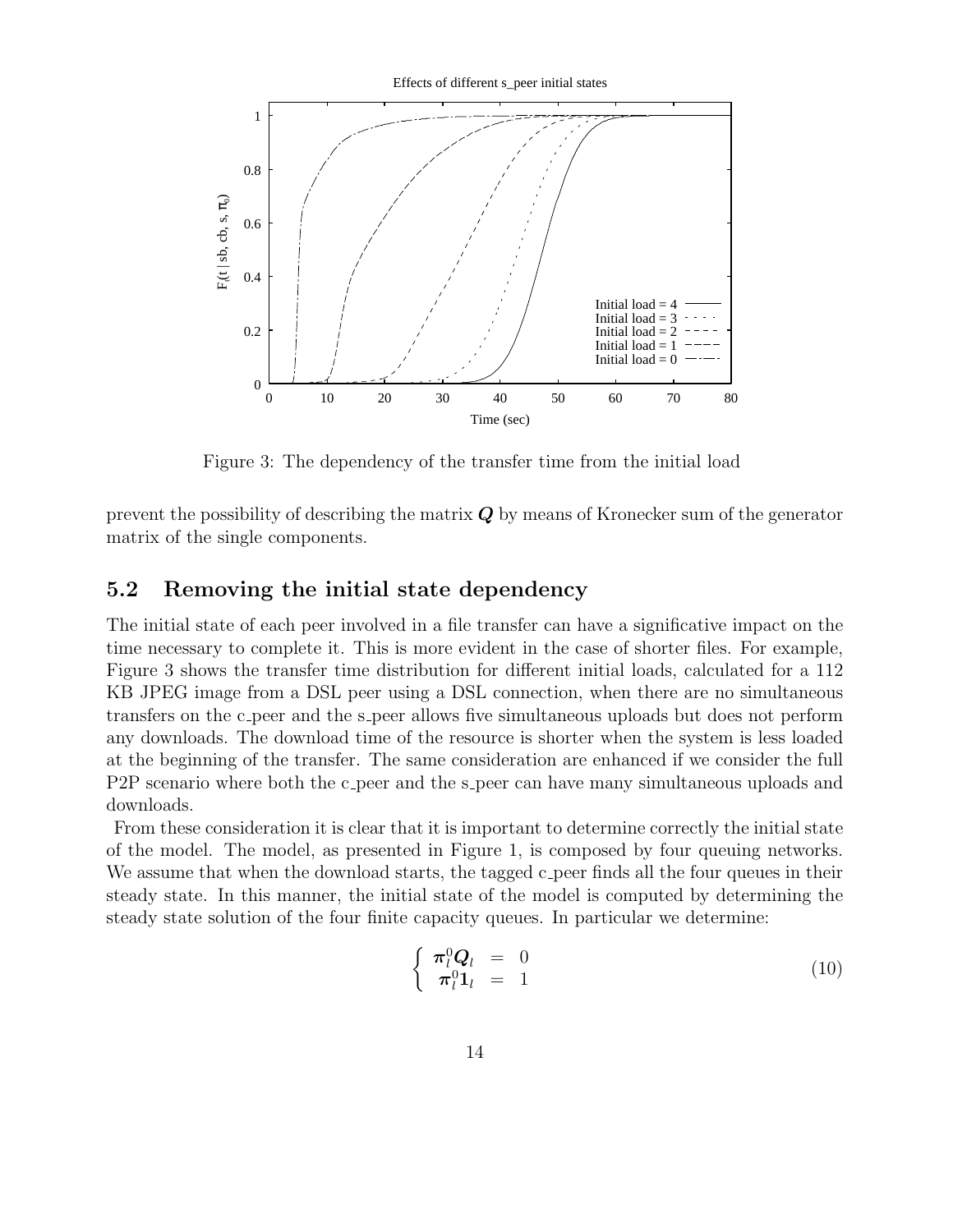Figure 3: The dependency of the transfer time from the initial load

prevent the possibility of describing the matrix $\boldsymbol{Q}$ by means of Kronecker sum of the generator matrix of the single components.

## 5.2 Removing the initial state dependency

The initial state of each peer involved in a file transfer can have a significative impact on the time necessary to complete it. This is more evident in the case of shorter files. For example, Figure 3 shows the transfer time distribution for different initial loads, calculated for a 112 KB JPEG image from a DSL peer using a DSL connection, when there are no simultaneous transfers on the c_peer and the s_peer allows five simultaneous uploads but does not perform any downloads. The download time of the resource is shorter when the system is less loaded at the beginning of the transfer. The same consideration are enhanced if we consider the full P2P scenario where both the c_peer and the s_peer can have many simultaneous uploads and downloads.

From these consideration it is clear that it is important to determine correctly the initial state of the model. The model, as presented in Figure 1, is composed by four queuing networks. We assume that when the download starts, the tagged c_peer finds all the four queues in their steady state. In this manner, the initial state of the model is computed by determining the steady state solution of the four finite capacity queues. In particular we determine:

$$\begin{cases} \boldsymbol{\pi}_l^0 \boldsymbol{Q}_l & = & 0 \\ \boldsymbol{\pi}_l^0 \mathbf{1}_l & = & 1 \end{cases} \tag{10}$$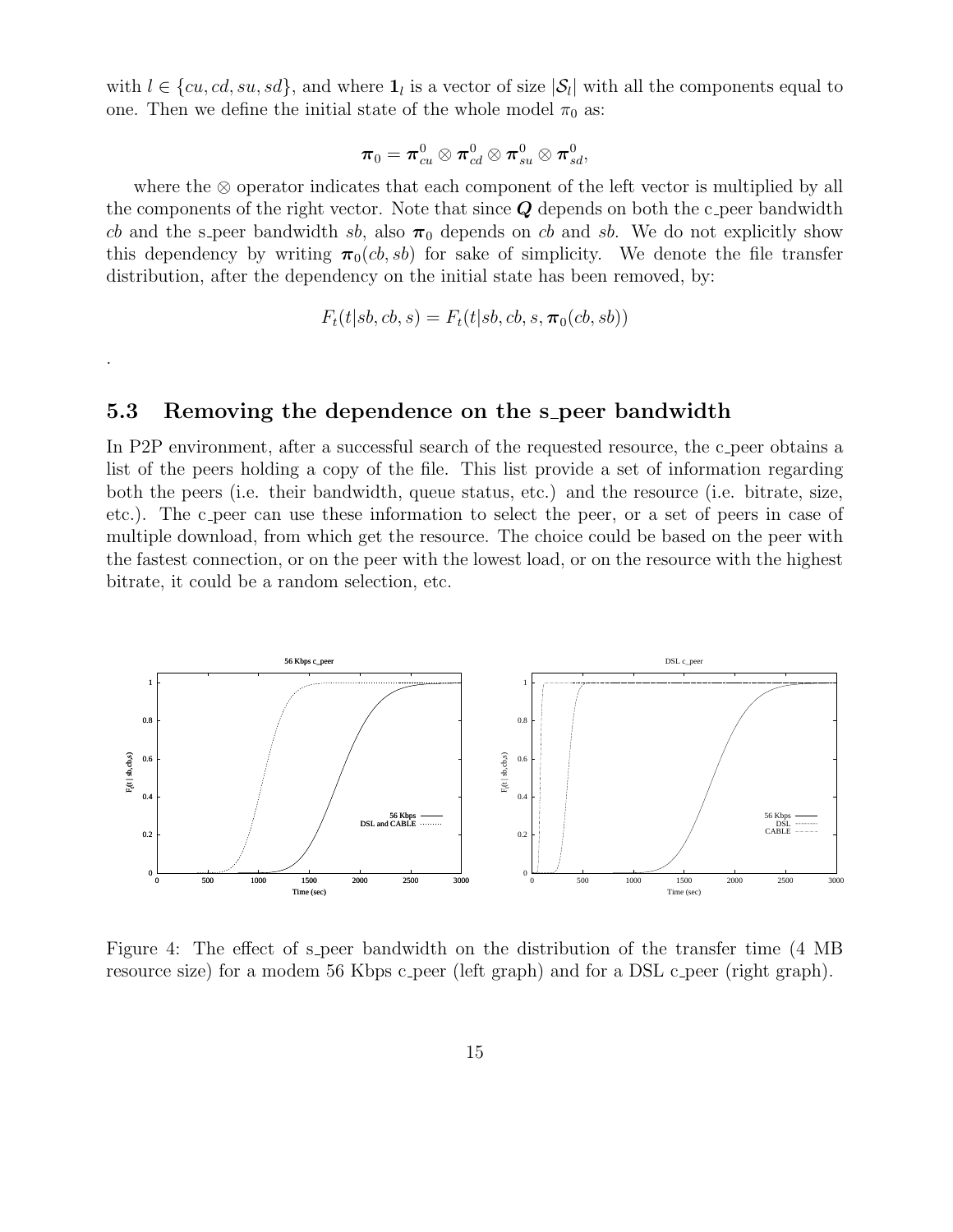with $l \in \{cu, cd, su, sd\}$, and where $\mathbf{1}_l$ is a vector of size $|\mathcal{S}_l|$ with all the components equal to one. Then we define the initial state of the whole model $\pi_0$ as:

$$\boldsymbol{\pi}_0 = \boldsymbol{\pi}_{cu}^0 \otimes \boldsymbol{\pi}_{cd}^0 \otimes \boldsymbol{\pi}_{su}^0 \otimes \boldsymbol{\pi}_{sd}^0,$$

where the $\otimes$ operator indicates that each component of the left vector is multiplied by all the components of the right vector. Note that since $\boldsymbol{Q}$ depends on both the c_peer bandwidth $cb$ and the s_peer bandwidth $sb$, also $\boldsymbol{\pi}_0$ depends on $cb$ and $sb$. We do not explicitly show this dependency by writing $\boldsymbol{\pi}_0(cb, sb)$ for sake of simplicity. We denote the file transfer distribution, after the dependency on the initial state has been removed, by:

$$F_t(t|sb, cb, s) = F_t(t|sb, cb, s, \boldsymbol{\pi}_0(cb, sb))$$

.

## 5.3 Removing the dependence on the s_peer bandwidth

In P2P environment, after a successful search of the requested resource, the c_peer obtains a list of the peers holding a copy of the file. This list provide a set of information regarding both the peers (i.e. their bandwidth, queue status, etc.) and the resource (i.e. bitrate, size, etc.). The c_peer can use these information to select the peer, or a set of peers in case of multiple download, from which get the resource. The choice could be based on the peer with the fastest connection, or on the peer with the lowest load, or on the resource with the highest bitrate, it could be a random selection, etc.

Figure 4: The effect of s_peer bandwidth on the distribution of the transfer time (4 MB resource size) for a modem 56 Kbps c_peer (left graph) and for a DSL c_peer (right graph).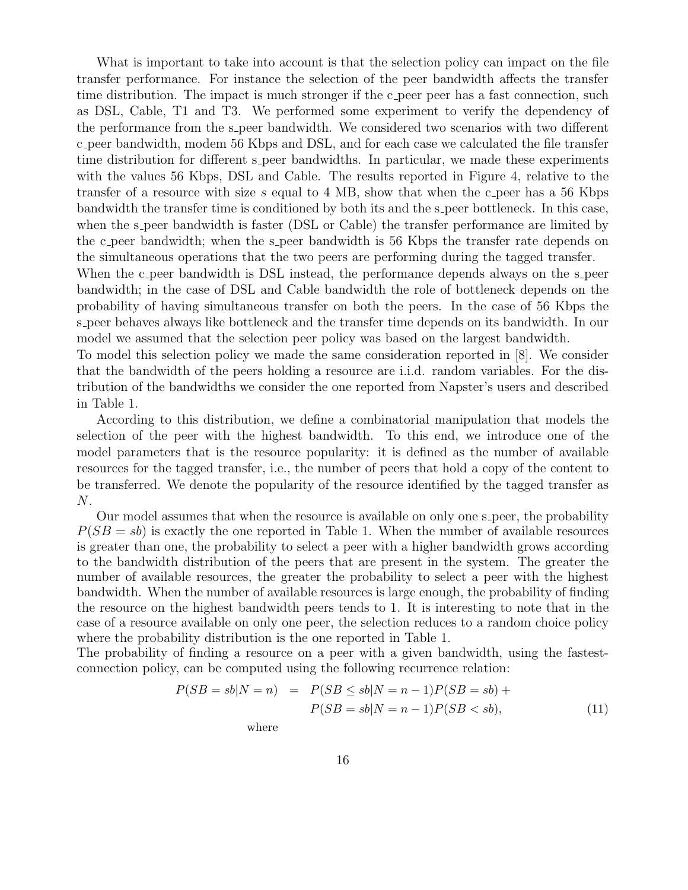What is important to take into account is that the selection policy can impact on the file transfer performance. For instance the selection of the peer bandwidth affects the transfer time distribution. The impact is much stronger if the c_peer peer has a fast connection, such as DSL, Cable, T1 and T3. We performed some experiment to verify the dependency of the performance from the s_peer bandwidth. We considered two scenarios with two different c_peer bandwidth, modem 56 Kbps and DSL, and for each case we calculated the file transfer time distribution for different s_peer bandwidths. In particular, we made these experiments with the values 56 Kbps, DSL and Cable. The results reported in Figure 4, relative to the transfer of a resource with size $s$ equal to 4 MB, show that when the c_peer has a 56 Kbps bandwidth the transfer time is conditioned by both its and the s_peer bottleneck. In this case, when the s_peer bandwidth is faster (DSL or Cable) the transfer performance are limited by the c_peer bandwidth; when the s_peer bandwidth is 56 Kbps the transfer rate depends on the simultaneous operations that the two peers are performing during the tagged transfer.
When the c_peer bandwidth is DSL instead, the performance depends always on the s_peer bandwidth; in the case of DSL and Cable bandwidth the role of bottleneck depends on the probability of having simultaneous transfer on both the peers. In the case of 56 Kbps the s_peer behaves always like bottleneck and the transfer time depends on its bandwidth. In our model we assumed that the selection peer policy was based on the largest bandwidth.
To model this selection policy we made the same consideration reported in [8]. We consider that the bandwidth of the peers holding a resource are i.i.d. random variables. For the distribution of the bandwidths we consider the one reported from Napster's users and described in Table 1.

According to this distribution, we define a combinatorial manipulation that models the selection of the peer with the highest bandwidth. To this end, we introduce one of the model parameters that is the resource popularity: it is defined as the number of available resources for the tagged transfer, i.e., the number of peers that hold a copy of the content to be transferred. We denote the popularity of the resource identified by the tagged transfer as $N$.

Our model assumes that when the resource is available on only one s_peer, the probability $P(SB = sb)$ is exactly the one reported in Table 1. When the number of available resources is greater than one, the probability to select a peer with a higher bandwidth grows according to the bandwidth distribution of the peers that are present in the system. The greater the number of available resources, the greater the probability to select a peer with the highest bandwidth. When the number of available resources is large enough, the probability of finding the resource on the highest bandwidth peers tends to 1. It is interesting to note that in the case of a resource available on only one peer, the selection reduces to a random choice policy where the probability distribution is the one reported in Table 1.
The probability of finding a resource on a peer with a given bandwidth, using the fastest-connection policy, can be computed using the following recurrence relation:

$$
\begin{aligned}
P(SB = sb|N = n) \quad &= \quad P(SB \leq sb|N = n-1)P(SB = sb) + \\
&\quad\quad P(SB = sb|N = n-1)P(SB < sb), \qquad (11)
\end{aligned}
$$

where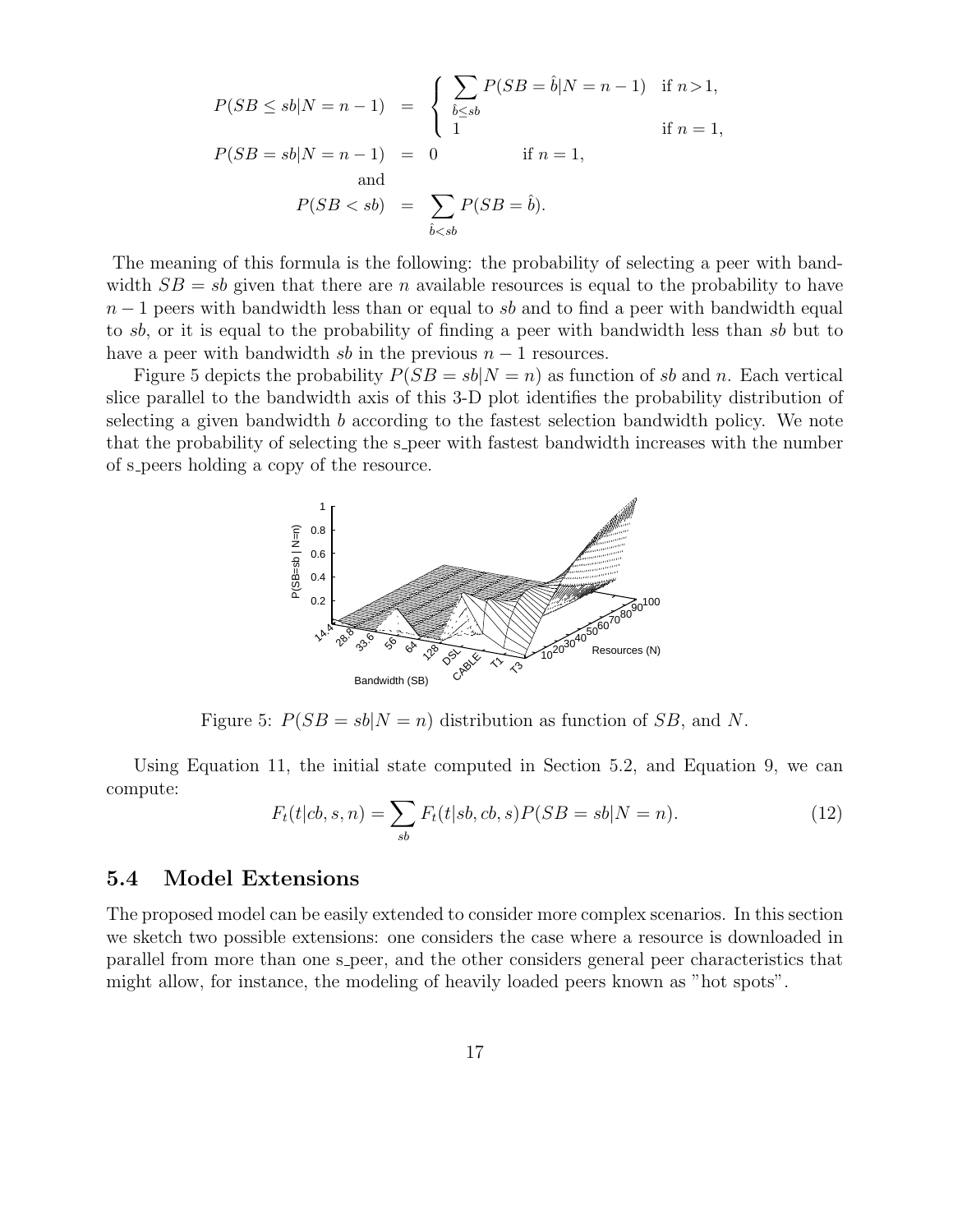$$
\begin{aligned}
P(SB \leq sb|N = n-1) &= \begin{cases} \sum_{\hat{b} \leq sb} P(SB = \hat{b}|N = n-1) & \text{if } n > 1, \\ 1 & \text{if } n = 1, \end{cases} \\
P(SB = sb|N = n-1) &= 0 \qquad\qquad \text{if } n = 1, \\
&\text{and} \\
P(SB < sb) &= \sum_{\hat{b} < sb} P(SB = \hat{b}).
\end{aligned}
$$

The meaning of this formula is the following: the probability of selecting a peer with bandwidth $SB = sb$ given that there are $n$ available resources is equal to the probability to have $n-1$ peers with bandwidth less than or equal to $sb$ and to find a peer with bandwidth equal to $sb$, or it is equal to the probability of finding a peer with bandwidth less than $sb$ but to have a peer with bandwidth $sb$ in the previous $n-1$ resources.

Figure 5 depicts the probability $P(SB = sb|N = n)$ as function of $sb$ and $n$. Each vertical slice parallel to the bandwidth axis of this 3-D plot identifies the probability distribution of selecting a given bandwidth $b$ according to the fastest selection bandwidth policy. We note that the probability of selecting the s_peer with fastest bandwidth increases with the number of s_peers holding a copy of the resource.

Figure 5: $P(SB = sb|N = n)$ distribution as function of $SB$, and $N$.

Using Equation 11, the initial state computed in Section 5.2, and Equation 9, we can compute:

$$
F_t(t|cb, s, n) = \sum_{sb} F_t(t|sb, cb, s) P(SB = sb|N = n). \tag{12}
$$

## 5.4 Model Extensions

The proposed model can be easily extended to consider more complex scenarios. In this section we sketch two possible extensions: one considers the case where a resource is downloaded in parallel from more than one s_peer, and the other considers general peer characteristics that might allow, for instance, the modeling of heavily loaded peers known as "hot spots".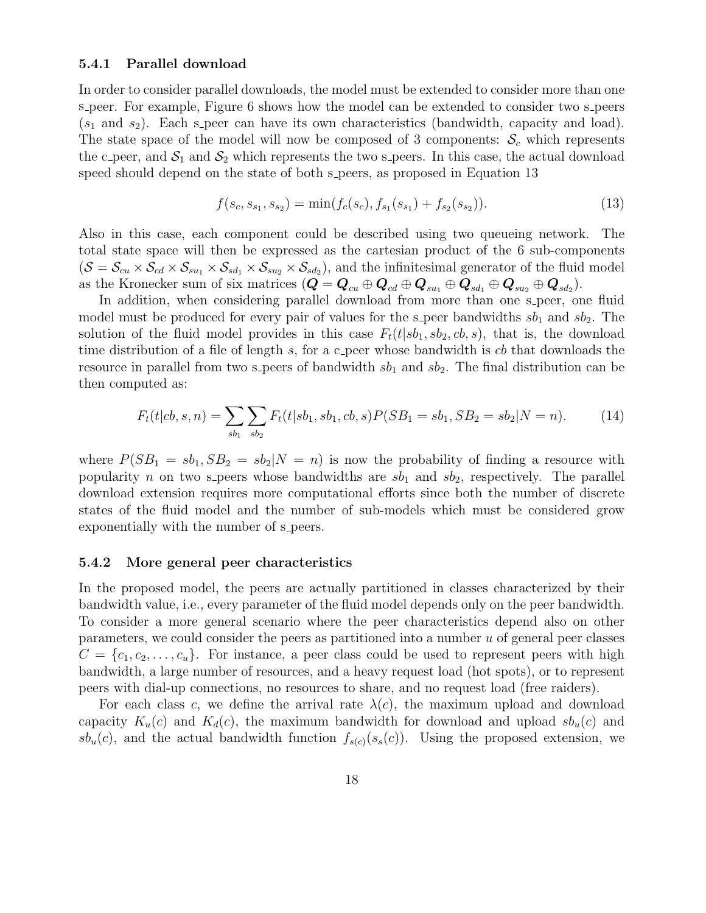### 5.4.1 Parallel download

In order to consider parallel downloads, the model must be extended to consider more than one s_peer. For example, Figure 6 shows how the model can be extended to consider two s_peers ($s_1$ and $s_2$). Each s_peer can have its own characteristics (bandwidth, capacity and load). The state space of the model will now be composed of 3 components: $\mathcal{S}_c$ which represents the c_peer, and $\mathcal{S}_1$ and $\mathcal{S}_2$ which represents the two s_peers. In this case, the actual download speed should depend on the state of both s_peers, as proposed in Equation 13

$$f(s_c, s_{s_1}, s_{s_2}) = \min(f_c(s_c), f_{s_1}(s_{s_1}) + f_{s_2}(s_{s_2})). \tag{13}$$

Also in this case, each component could be described using two queueing network. The total state space will then be expressed as the cartesian product of the 6 sub-components ($\mathcal{S} = \mathcal{S}_{cu} \times \mathcal{S}_{cd} \times \mathcal{S}_{su_1} \times \mathcal{S}_{sd_1} \times \mathcal{S}_{su_2} \times \mathcal{S}_{sd_2}$), and the infinitesimal generator of the fluid model as the Kronecker sum of six matrices ($\boldsymbol{Q} = \boldsymbol{Q}_{cu} \oplus \boldsymbol{Q}_{cd} \oplus \boldsymbol{Q}_{su_1} \oplus \boldsymbol{Q}_{sd_1} \oplus \boldsymbol{Q}_{su_2} \oplus \boldsymbol{Q}_{sd_2}$).

In addition, when considering parallel download from more than one s_peer, one fluid model must be produced for every pair of values for the s_peer bandwidths $sb_1$ and $sb_2$. The solution of the fluid model provides in this case $F_t(t|sb_1, sb_2, cb, s)$, that is, the download time distribution of a file of length $s$, for a c_peer whose bandwidth is $cb$ that downloads the resource in parallel from two s_peers of bandwidth $sb_1$ and $sb_2$. The final distribution can be then computed as:

$$F_t(t|cb, s, n) = \sum_{sb_1} \sum_{sb_2} F_t(t|sb_1, sb_1, cb, s) P(SB_1 = sb_1, SB_2 = sb_2 | N = n). \tag{14}$$

where $P(SB_1 = sb_1, SB_2 = sb_2 | N = n)$ is now the probability of finding a resource with popularity $n$ on two s_peers whose bandwidths are $sb_1$ and $sb_2$, respectively. The parallel download extension requires more computational efforts since both the number of discrete states of the fluid model and the number of sub-models which must be considered grow exponentially with the number of s_peers.

### 5.4.2 More general peer characteristics

In the proposed model, the peers are actually partitioned in classes characterized by their bandwidth value, i.e., every parameter of the fluid model depends only on the peer bandwidth. To consider a more general scenario where the peer characteristics depend also on other parameters, we could consider the peers as partitioned into a number $u$ of general peer classes $C = \{c_1, c_2, \ldots, c_u\}$. For instance, a peer class could be used to represent peers with high bandwidth, a large number of resources, and a heavy request load (hot spots), or to represent peers with dial-up connections, no resources to share, and no request load (free raiders).

For each class $c$, we define the arrival rate $\lambda(c)$, the maximum upload and download capacity $K_u(c)$ and $K_d(c)$, the maximum bandwidth for download and upload $sb_u(c)$ and $sb_u(c)$, and the actual bandwidth function $f_{s(c)}(s_s(c))$. Using the proposed extension, we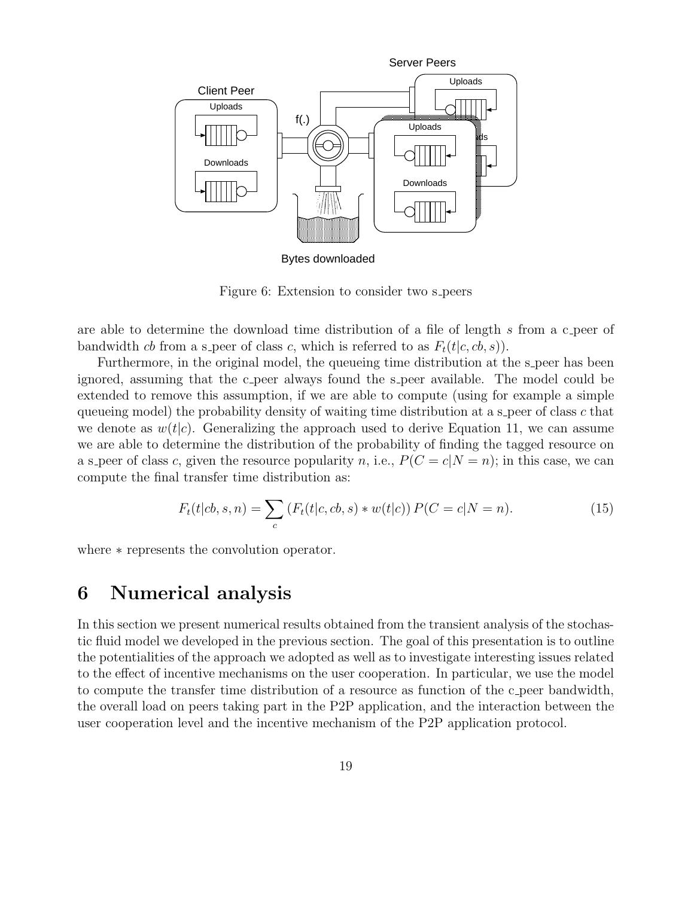Figure 6: Extension to consider two s_peers

are able to determine the download time distribution of a file of length $s$ from a c_peer of bandwidth $cb$ from a s_peer of class $c$, which is referred to as $F_t(t|c, cb, s)$).

Furthermore, in the original model, the queueing time distribution at the s_peer has been ignored, assuming that the c_peer always found the s_peer available. The model could be extended to remove this assumption, if we are able to compute (using for example a simple queueing model) the probability density of waiting time distribution at a s_peer of class $c$ that we denote as $w(t|c)$. Generalizing the approach used to derive Equation 11, we can assume we are able to determine the distribution of the probability of finding the tagged resource on a s_peer of class $c$, given the resource popularity $n$, i.e., $P(C = c|N = n)$; in this case, we can compute the final transfer time distribution as:

$$F_t(t|cb, s, n) = \sum_c \left(F_t(t|c, cb, s) * w(t|c)\right) P(C = c|N = n). \tag{15}$$

where $*$ represents the convolution operator.

# 6 Numerical analysis

In this section we present numerical results obtained from the transient analysis of the stochastic fluid model we developed in the previous section. The goal of this presentation is to outline the potentialities of the approach we adopted as well as to investigate interesting issues related to the effect of incentive mechanisms on the user cooperation. In particular, we use the model to compute the transfer time distribution of a resource as function of the c_peer bandwidth, the overall load on peers taking part in the P2P application, and the interaction between the user cooperation level and the incentive mechanism of the P2P application protocol.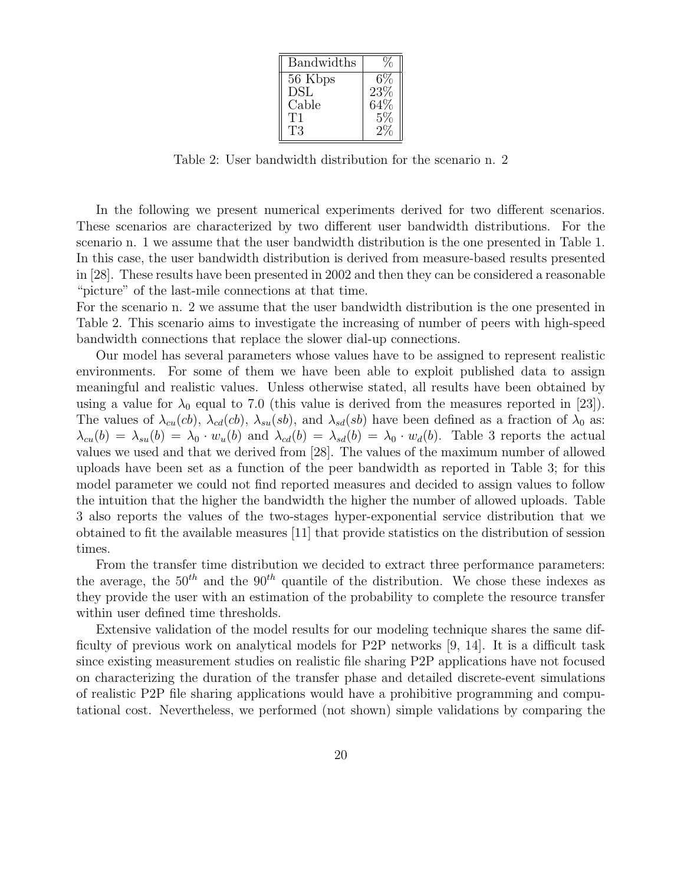| Bandwidths | % |
|---|---|
| 56 Kbps | 6% |
| DSL | 23% |
| Cable | 64% |
| T1 | 5% |
| T3 | 2% |

Table 2: User bandwidth distribution for the scenario n. 2

In the following we present numerical experiments derived for two different scenarios. These scenarios are characterized by two different user bandwidth distributions. For the scenario n. 1 we assume that the user bandwidth distribution is the one presented in Table 1. In this case, the user bandwidth distribution is derived from measure-based results presented in [28]. These results have been presented in 2002 and then they can be considered a reasonable "picture" of the last-mile connections at that time.
For the scenario n. 2 we assume that the user bandwidth distribution is the one presented in Table 2. This scenario aims to investigate the increasing of number of peers with high-speed bandwidth connections that replace the slower dial-up connections.

Our model has several parameters whose values have to be assigned to represent realistic environments. For some of them we have been able to exploit published data to assign meaningful and realistic values. Unless otherwise stated, all results have been obtained by using a value for $\lambda_0$ equal to 7.0 (this value is derived from the measures reported in [23]). The values of $\lambda_{cu}(cb)$, $\lambda_{cd}(cb)$, $\lambda_{su}(sb)$, and $\lambda_{sd}(sb)$ have been defined as a fraction of $\lambda_0$ as: $\lambda_{cu}(b) = \lambda_{su}(b) = \lambda_0 \cdot w_u(b)$ and $\lambda_{cd}(b) = \lambda_{sd}(b) = \lambda_0 \cdot w_d(b)$. Table 3 reports the actual values we used and that we derived from [28]. The values of the maximum number of allowed uploads have been set as a function of the peer bandwidth as reported in Table 3; for this model parameter we could not find reported measures and decided to assign values to follow the intuition that the higher the bandwidth the higher the number of allowed uploads. Table 3 also reports the values of the two-stages hyper-exponential service distribution that we obtained to fit the available measures [11] that provide statistics on the distribution of session times.

From the transfer time distribution we decided to extract three performance parameters: the average, the $50^{th}$ and the $90^{th}$ quantile of the distribution. We chose these indexes as they provide the user with an estimation of the probability to complete the resource transfer within user defined time thresholds.

Extensive validation of the model results for our modeling technique shares the same difficulty of previous work on analytical models for P2P networks [9, 14]. It is a difficult task since existing measurement studies on realistic file sharing P2P applications have not focused on characterizing the duration of the transfer phase and detailed discrete-event simulations of realistic P2P file sharing applications would have a prohibitive programming and computational cost. Nevertheless, we performed (not shown) simple validations by comparing the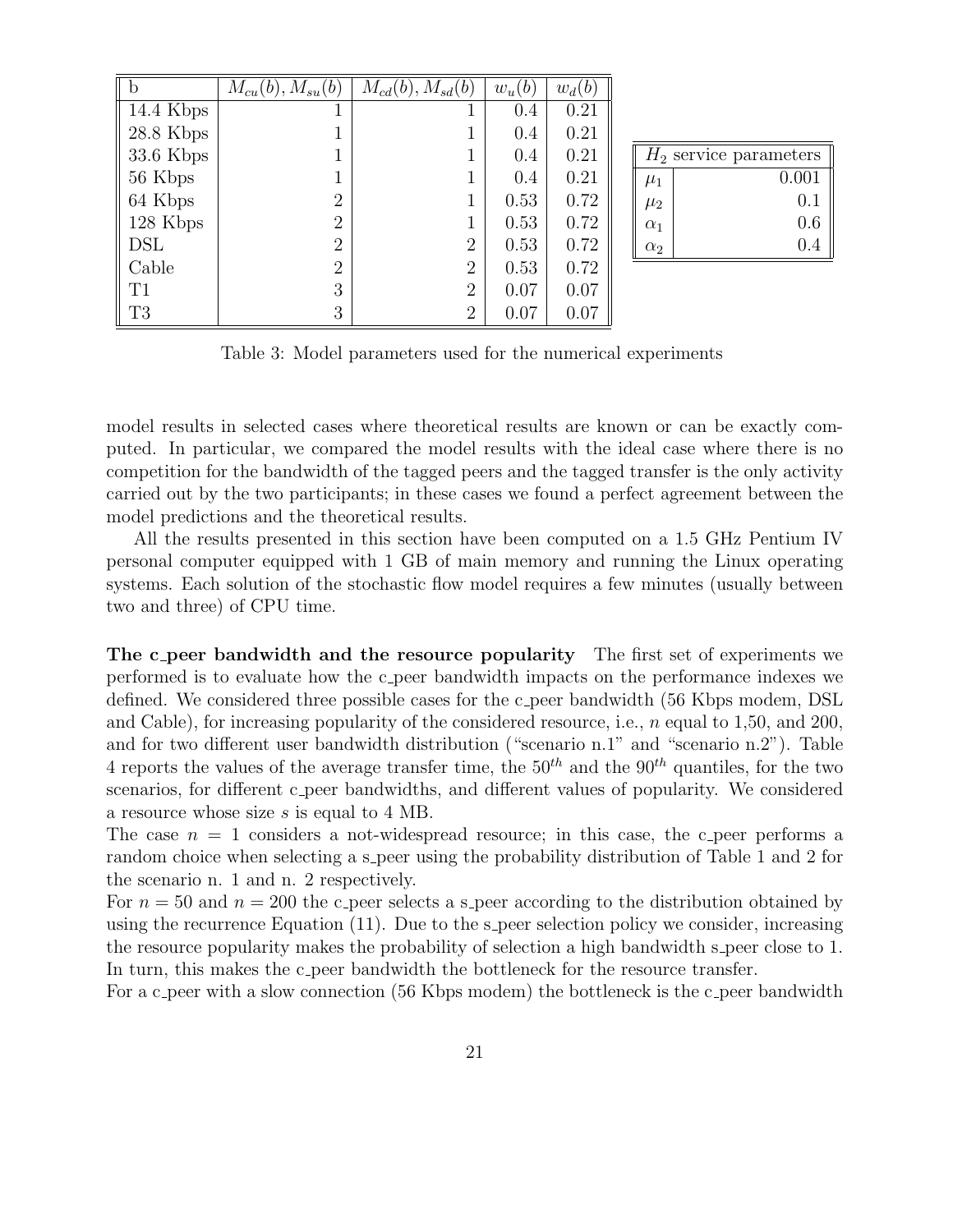| b | $M_{cu}(b), M_{su}(b)$ | $M_{cd}(b), M_{sd}(b)$ | $w_u(b)$ | $w_d(b)$ |
|---|---|---|---|---|
| 14.4 Kbps | 1 | 1 | 0.4 | 0.21 |
| 28.8 Kbps | 1 | 1 | 0.4 | 0.21 |
| 33.6 Kbps | 1 | 1 | 0.4 | 0.21 |
| 56 Kbps | 1 | 1 | 0.4 | 0.21 |
| 64 Kbps | 2 | 1 | 0.53 | 0.72 |
| 128 Kbps | 2 | 1 | 0.53 | 0.72 |
| DSL | 2 | 2 | 0.53 | 0.72 |
| Cable | 2 | 2 | 0.53 | 0.72 |
| T1 | 3 | 2 | 0.07 | 0.07 |
| T3 | 3 | 2 | 0.07 | 0.07 |

| $H_2$ service parameters | |
|---|---|
| $\mu_1$ | 0.001 |
| $\mu_2$ | 0.1 |
| $\alpha_1$ | 0.6 |
| $\alpha_2$ | 0.4 |

Table 3: Model parameters used for the numerical experiments

model results in selected cases where theoretical results are known or can be exactly computed. In particular, we compared the model results with the ideal case where there is no competition for the bandwidth of the tagged peers and the tagged transfer is the only activity carried out by the two participants; in these cases we found a perfect agreement between the model predictions and the theoretical results.

All the results presented in this section have been computed on a 1.5 GHz Pentium IV personal computer equipped with 1 GB of main memory and running the Linux operating systems. Each solution of the stochastic flow model requires a few minutes (usually between two and three) of CPU time.

**The c_peer bandwidth and the resource popularity** The first set of experiments we performed is to evaluate how the c_peer bandwidth impacts on the performance indexes we defined. We considered three possible cases for the c_peer bandwidth (56 Kbps modem, DSL and Cable), for increasing popularity of the considered resource, i.e., $n$ equal to 1,50, and 200, and for two different user bandwidth distribution ("scenario n.1" and "scenario n.2"). Table 4 reports the values of the average transfer time, the $50^{th}$ and the $90^{th}$ quantiles, for the two scenarios, for different c_peer bandwidths, and different values of popularity. We considered a resource whose size $s$ is equal to 4 MB.
The case $n = 1$ considers a not-widespread resource; in this case, the c_peer performs a random choice when selecting a s_peer using the probability distribution of Table 1 and 2 for the scenario n. 1 and n. 2 respectively.
For $n = 50$ and $n = 200$ the c_peer selects a s_peer according to the distribution obtained by using the recurrence Equation (11). Due to the s_peer selection policy we consider, increasing the resource popularity makes the probability of selection a high bandwidth s_peer close to 1. In turn, this makes the c_peer bandwidth the bottleneck for the resource transfer.
For a c_peer with a slow connection (56 Kbps modem) the bottleneck is the c_peer bandwidth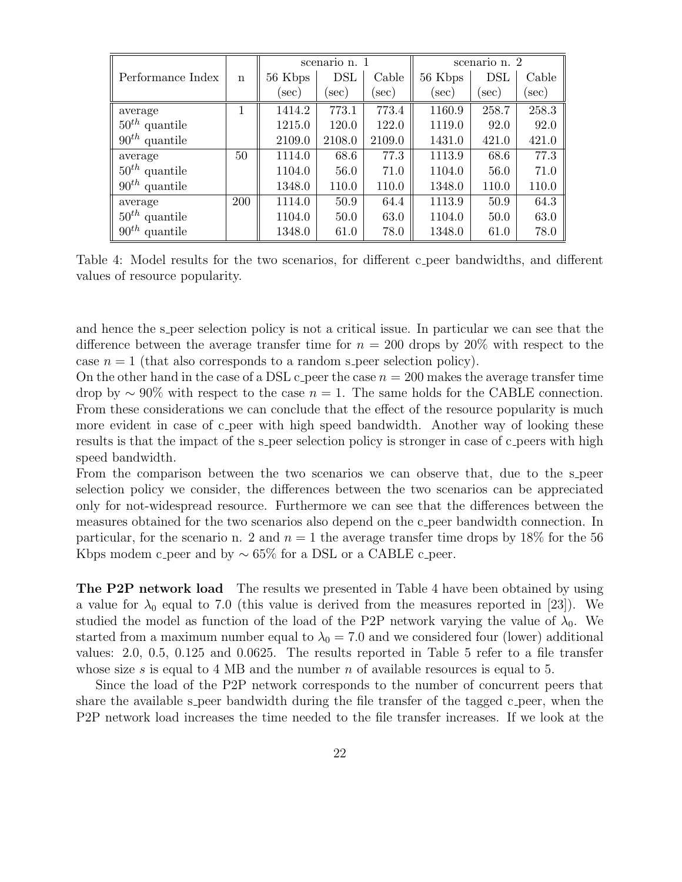| Performance Index | n | scenario n. 1 | | | scenario n. 2 | | |
|---|---|---|---|---|---|---|---|
| | | 56 Kbps (sec) | DSL (sec) | Cable (sec) | 56 Kbps (sec) | DSL (sec) | Cable (sec) |
| average | 1 | 1414.2 | 773.1 | 773.4 | 1160.9 | 258.7 | 258.3 |
| $50^{th}$ quantile | | 1215.0 | 120.0 | 122.0 | 1119.0 | 92.0 | 92.0 |
| $90^{th}$ quantile | | 2109.0 | 2108.0 | 2109.0 | 1431.0 | 421.0 | 421.0 |
| average | 50 | 1114.0 | 68.6 | 77.3 | 1113.9 | 68.6 | 77.3 |
| $50^{th}$ quantile | | 1104.0 | 56.0 | 71.0 | 1104.0 | 56.0 | 71.0 |
| $90^{th}$ quantile | | 1348.0 | 110.0 | 110.0 | 1348.0 | 110.0 | 110.0 |
| average | 200 | 1114.0 | 50.9 | 64.4 | 1113.9 | 50.9 | 64.3 |
| $50^{th}$ quantile | | 1104.0 | 50.0 | 63.0 | 1104.0 | 50.0 | 63.0 |
| $90^{th}$ quantile | | 1348.0 | 61.0 | 78.0 | 1348.0 | 61.0 | 78.0 |

Table 4: Model results for the two scenarios, for different c_peer bandwidths, and different values of resource popularity.

and hence the s_peer selection policy is not a critical issue. In particular we can see that the difference between the average transfer time for $n = 200$ drops by 20% with respect to the case $n = 1$ (that also corresponds to a random s_peer selection policy).
On the other hand in the case of a DSL c_peer the case $n = 200$ makes the average transfer time drop by $\sim 90\%$ with respect to the case $n = 1$. The same holds for the CABLE connection. From these considerations we can conclude that the effect of the resource popularity is much more evident in case of c_peer with high speed bandwidth. Another way of looking these results is that the impact of the s_peer selection policy is stronger in case of c_peers with high speed bandwidth.
From the comparison between the two scenarios we can observe that, due to the s_peer selection policy we consider, the differences between the two scenarios can be appreciated only for not-widespread resource. Furthermore we can see that the differences between the measures obtained for the two scenarios also depend on the c_peer bandwidth connection. In particular, for the scenario n. 2 and $n = 1$ the average transfer time drops by 18% for the 56 Kbps modem c_peer and by $\sim 65\%$ for a DSL or a CABLE c_peer.

**The P2P network load** The results we presented in Table 4 have been obtained by using a value for $\lambda_0$ equal to 7.0 (this value is derived from the measures reported in [23]). We studied the model as function of the load of the P2P network varying the value of $\lambda_0$. We started from a maximum number equal to $\lambda_0 = 7.0$ and we considered four (lower) additional values: 2.0, 0.5, 0.125 and 0.0625. The results reported in Table 5 refer to a file transfer whose size $s$ is equal to 4 MB and the number $n$ of available resources is equal to 5.

Since the load of the P2P network corresponds to the number of concurrent peers that share the available s_peer bandwidth during the file transfer of the tagged c_peer, when the P2P network load increases the time needed to the file transfer increases. If we look at the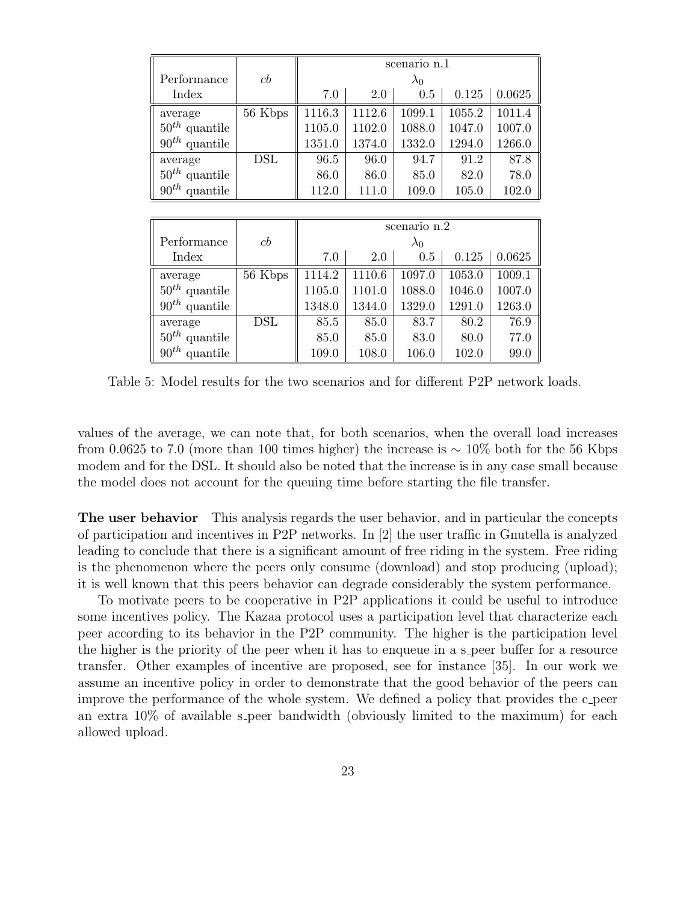| Performance Index | $cb$ | scenario n.1 | | | | |
|---|---|---|---|---|---|---|
| | | $\lambda_0$ | | | | |
| | | 7.0 | 2.0 | 0.5 | 0.125 | 0.0625 |
| average | 56 Kbps | 1116.3 | 1112.6 | 1099.1 | 1055.2 | 1011.4 |
| $50^{th}$ quantile | | 1105.0 | 1102.0 | 1088.0 | 1047.0 | 1007.0 |
| $90^{th}$ quantile | | 1351.0 | 1374.0 | 1332.0 | 1294.0 | 1266.0 |
| average | DSL | 96.5 | 96.0 | 94.7 | 91.2 | 87.8 |
| $50^{th}$ quantile | | 86.0 | 86.0 | 85.0 | 82.0 | 78.0 |
| $90^{th}$ quantile | | 112.0 | 111.0 | 109.0 | 105.0 | 102.0 |

| Performance Index | $cb$ | scenario n.2 | | | | |
|---|---|---|---|---|---|---|
| | | $\lambda_0$ | | | | |
| | | 7.0 | 2.0 | 0.5 | 0.125 | 0.0625 |
| average | 56 Kbps | 1114.2 | 1110.6 | 1097.0 | 1053.0 | 1009.1 |
| $50^{th}$ quantile | | 1105.0 | 1101.0 | 1088.0 | 1046.0 | 1007.0 |
| $90^{th}$ quantile | | 1348.0 | 1344.0 | 1329.0 | 1291.0 | 1263.0 |
| average | DSL | 85.5 | 85.0 | 83.7 | 80.2 | 76.9 |
| $50^{th}$ quantile | | 85.0 | 85.0 | 83.0 | 80.0 | 77.0 |
| $90^{th}$ quantile | | 109.0 | 108.0 | 106.0 | 102.0 | 99.0 |

Table 5: Model results for the two scenarios and for different P2P network loads.

values of the average, we can note that, for both scenarios, when the overall load increases from 0.0625 to 7.0 (more than 100 times higher) the increase is $\sim 10\%$ both for the 56 Kbps modem and for the DSL. It should also be noted that the increase is in any case small because the model does not account for the queuing time before starting the file transfer.

**The user behavior** This analysis regards the user behavior, and in particular the concepts of participation and incentives in P2P networks. In [2] the user traffic in Gnutella is analyzed leading to conclude that there is a significant amount of free riding in the system. Free riding is the phenomenon where the peers only consume (download) and stop producing (upload); it is well known that this peers behavior can degrade considerably the system performance.

To motivate peers to be cooperative in P2P applications it could be useful to introduce some incentives policy. The Kazaa protocol uses a participation level that characterize each peer according to its behavior in the P2P community. The higher is the participation level the higher is the priority of the peer when it has to enqueue in a s_peer buffer for a resource transfer. Other examples of incentive are proposed, see for instance [35]. In our work we assume an incentive policy in order to demonstrate that the good behavior of the peers can improve the performance of the whole system. We defined a policy that provides the c_peer an extra 10% of available s_peer bandwidth (obviously limited to the maximum) for each allowed upload.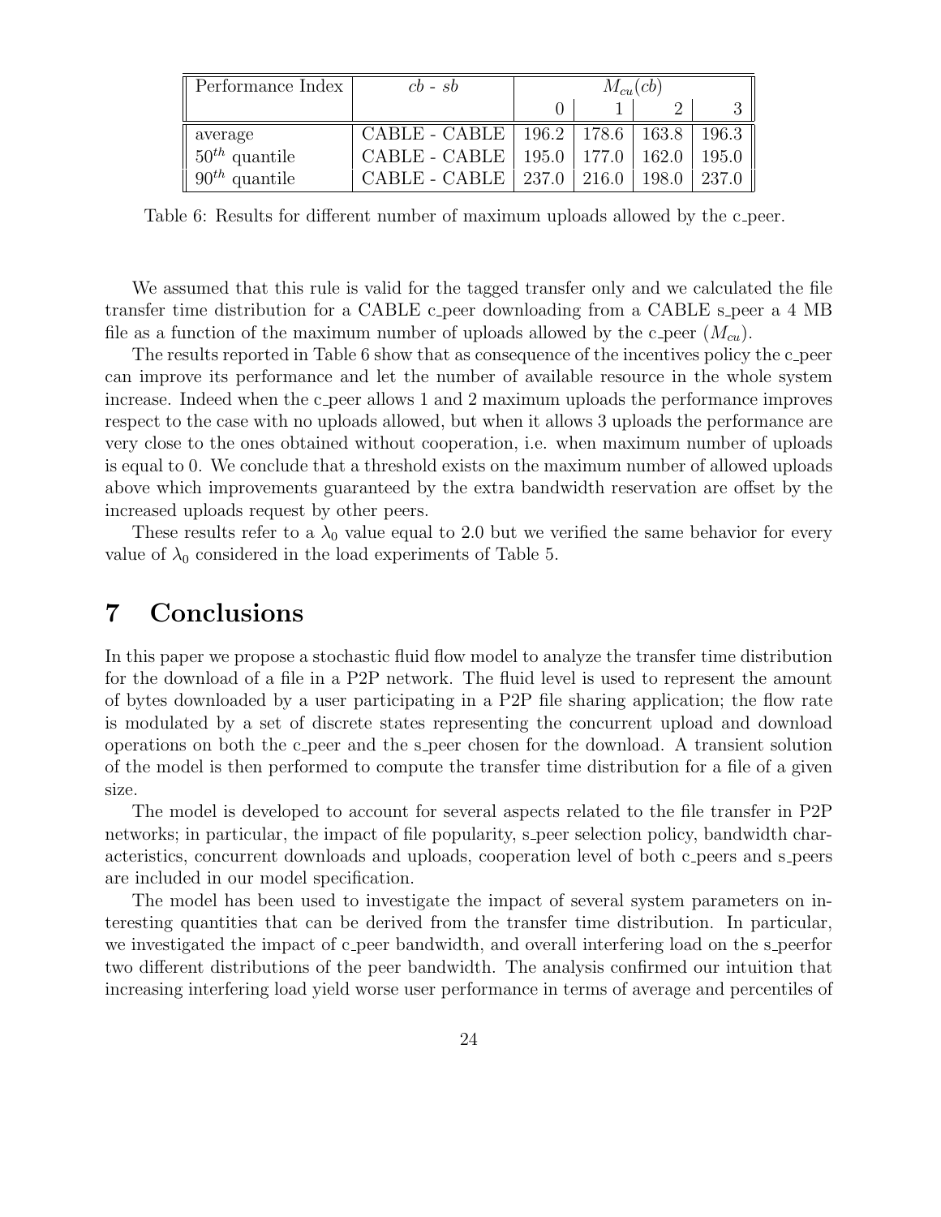| Performance Index | $cb$ - $sb$ | $M_{cu}(cb)$ | | | |
|---|---|---|---|---|---|
| | | 0 | 1 | 2 | 3 |
| average | CABLE - CABLE | 196.2 | 178.6 | 163.8 | 196.3 |
| $50^{th}$ quantile | CABLE - CABLE | 195.0 | 177.0 | 162.0 | 195.0 |
| $90^{th}$ quantile | CABLE - CABLE | 237.0 | 216.0 | 198.0 | 237.0 |

Table 6: Results for different number of maximum uploads allowed by the c_peer.

We assumed that this rule is valid for the tagged transfer only and we calculated the file transfer time distribution for a CABLE c_peer downloading from a CABLE s_peer a 4 MB file as a function of the maximum number of uploads allowed by the c_peer ($M_{cu}$).

The results reported in Table 6 show that as consequence of the incentives policy the c_peer can improve its performance and let the number of available resource in the whole system increase. Indeed when the c_peer allows 1 and 2 maximum uploads the performance improves respect to the case with no uploads allowed, but when it allows 3 uploads the performance are very close to the ones obtained without cooperation, i.e. when maximum number of uploads is equal to 0. We conclude that a threshold exists on the maximum number of allowed uploads above which improvements guaranteed by the extra bandwidth reservation are offset by the increased uploads request by other peers.

These results refer to a $\lambda_0$ value equal to 2.0 but we verified the same behavior for every value of $\lambda_0$ considered in the load experiments of Table 5.

# 7 Conclusions

In this paper we propose a stochastic fluid flow model to analyze the transfer time distribution for the download of a file in a P2P network. The fluid level is used to represent the amount of bytes downloaded by a user participating in a P2P file sharing application; the flow rate is modulated by a set of discrete states representing the concurrent upload and download operations on both the c_peer and the s_peer chosen for the download. A transient solution of the model is then performed to compute the transfer time distribution for a file of a given size.

The model is developed to account for several aspects related to the file transfer in P2P networks; in particular, the impact of file popularity, s_peer selection policy, bandwidth characteristics, concurrent downloads and uploads, cooperation level of both c_peers and s_peers are included in our model specification.

The model has been used to investigate the impact of several system parameters on interesting quantities that can be derived from the transfer time distribution. In particular, we investigated the impact of c_peer bandwidth, and overall interfering load on the s_peerfor two different distributions of the peer bandwidth. The analysis confirmed our intuition that increasing interfering load yield worse user performance in terms of average and percentiles of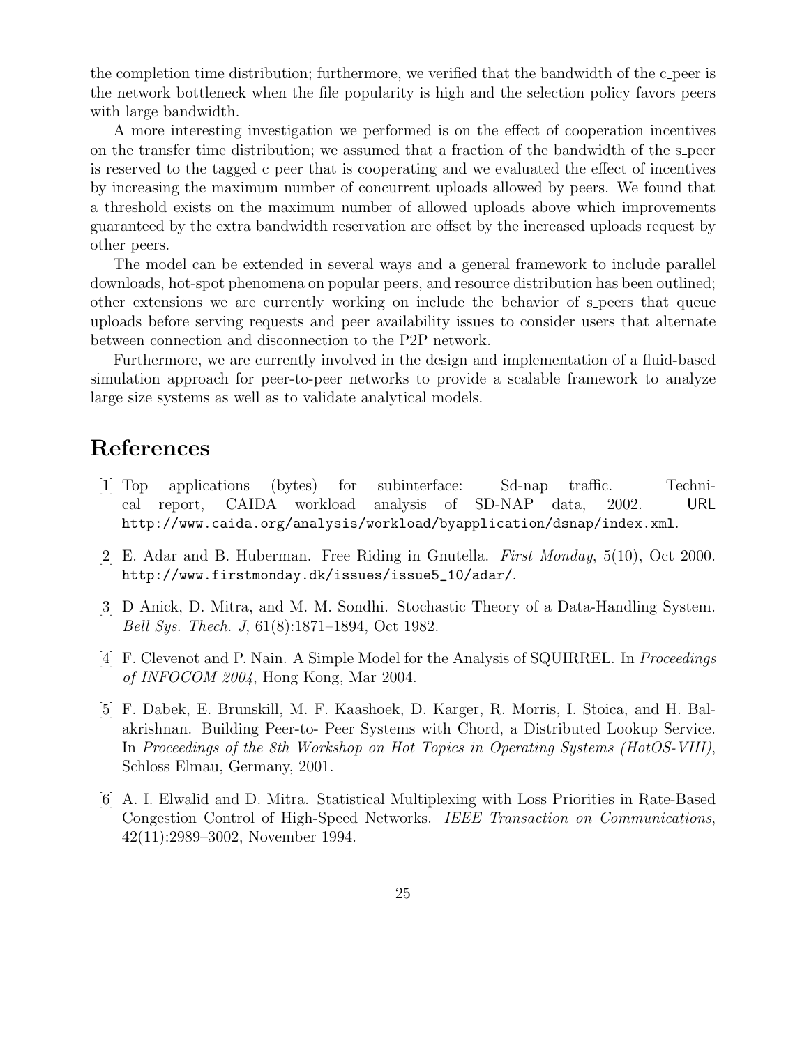the completion time distribution; furthermore, we verified that the bandwidth of the c_peer is the network bottleneck when the file popularity is high and the selection policy favors peers with large bandwidth.

A more interesting investigation we performed is on the effect of cooperation incentives on the transfer time distribution; we assumed that a fraction of the bandwidth of the s_peer is reserved to the tagged c_peer that is cooperating and we evaluated the effect of incentives by increasing the maximum number of concurrent uploads allowed by peers. We found that a threshold exists on the maximum number of allowed uploads above which improvements guaranteed by the extra bandwidth reservation are offset by the increased uploads request by other peers.

The model can be extended in several ways and a general framework to include parallel downloads, hot-spot phenomena on popular peers, and resource distribution has been outlined; other extensions we are currently working on include the behavior of s_peers that queue uploads before serving requests and peer availability issues to consider users that alternate between connection and disconnection to the P2P network.

Furthermore, we are currently involved in the design and implementation of a fluid-based simulation approach for peer-to-peer networks to provide a scalable framework to analyze large size systems as well as to validate analytical models.

# References

[1] Top applications (bytes) for subinterface: Sd-nap traffic. Technical report, CAIDA workload analysis of SD-NAP data, 2002. URL http://www.caida.org/analysis/workload/byapplication/dsnap/index.xml.

[2] E. Adar and B. Huberman. Free Riding in Gnutella. *First Monday*, 5(10), Oct 2000. http://www.firstmonday.dk/issues/issue5_10/adar/.

[3] D Anick, D. Mitra, and M. M. Sondhi. Stochastic Theory of a Data-Handling System. *Bell Sys. Thech. J*, 61(8):1871–1894, Oct 1982.

[4] F. Clevenot and P. Nain. A Simple Model for the Analysis of SQUIRREL. In *Proceedings of INFOCOM 2004*, Hong Kong, Mar 2004.

[5] F. Dabek, E. Brunskill, M. F. Kaashoek, D. Karger, R. Morris, I. Stoica, and H. Balakrishnan. Building Peer-to- Peer Systems with Chord, a Distributed Lookup Service. In *Proceedings of the 8th Workshop on Hot Topics in Operating Systems (HotOS-VIII)*, Schloss Elmau, Germany, 2001.

[6] A. I. Elwalid and D. Mitra. Statistical Multiplexing with Loss Priorities in Rate-Based Congestion Control of High-Speed Networks. *IEEE Transaction on Communications*, 42(11):2989–3002, November 1994.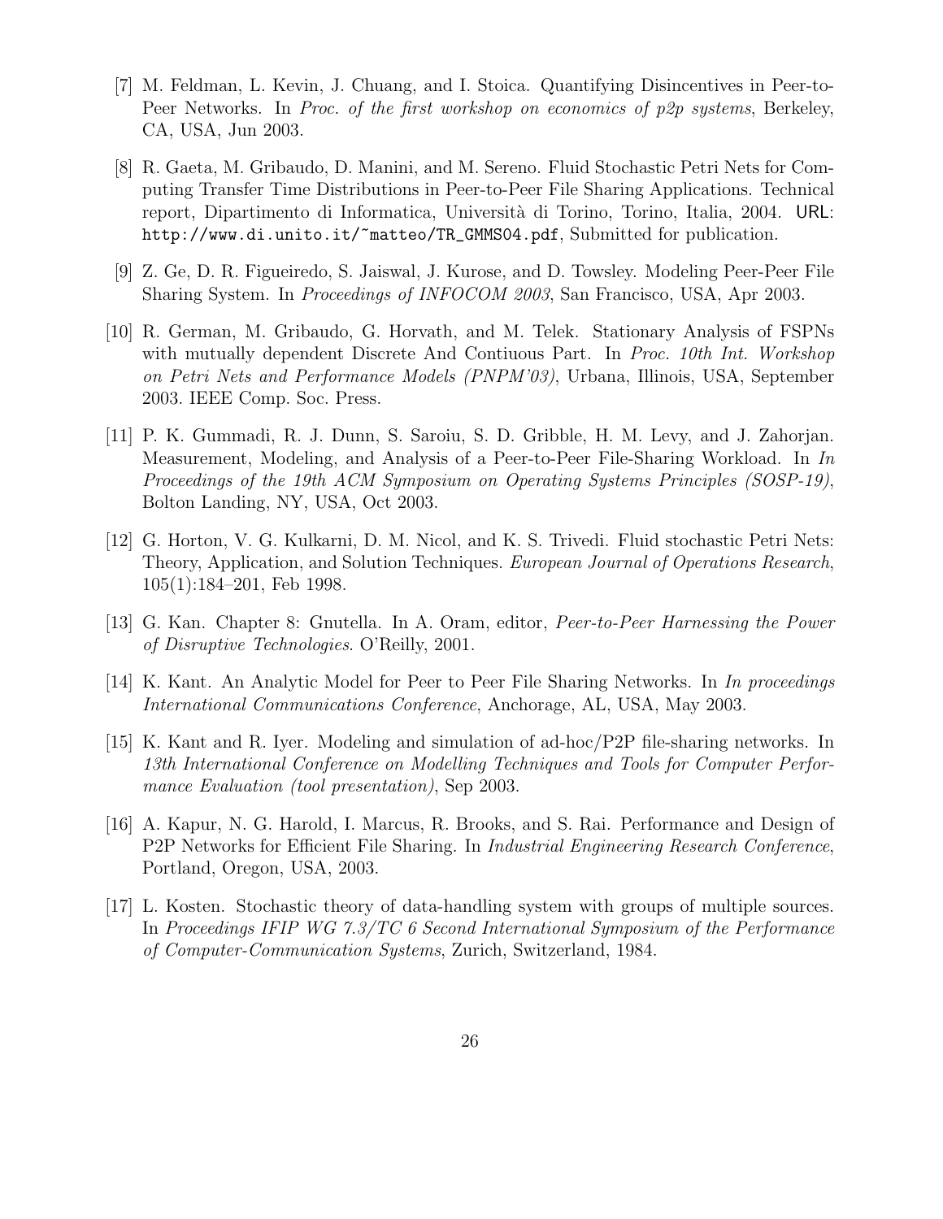[7] M. Feldman, L. Kevin, J. Chuang, and I. Stoica. Quantifying Disincentives in Peer-to-Peer Networks. In *Proc. of the first workshop on economics of p2p systems*, Berkeley, CA, USA, Jun 2003.

[8] R. Gaeta, M. Gribaudo, D. Manini, and M. Sereno. Fluid Stochastic Petri Nets for Computing Transfer Time Distributions in Peer-to-Peer File Sharing Applications. Technical report, Dipartimento di Informatica, Università di Torino, Torino, Italia, 2004. URL: `http://www.di.unito.it/~matteo/TR_GMMS04.pdf`, Submitted for publication.

[9] Z. Ge, D. R. Figueiredo, S. Jaiswal, J. Kurose, and D. Towsley. Modeling Peer-Peer File Sharing System. In *Proceedings of INFOCOM 2003*, San Francisco, USA, Apr 2003.

[10] R. German, M. Gribaudo, G. Horvath, and M. Telek. Stationary Analysis of FSPNs with mutually dependent Discrete And Contiuous Part. In *Proc. 10th Int. Workshop on Petri Nets and Performance Models (PNPM'03)*, Urbana, Illinois, USA, September 2003. IEEE Comp. Soc. Press.

[11] P. K. Gummadi, R. J. Dunn, S. Saroiu, S. D. Gribble, H. M. Levy, and J. Zahorjan. Measurement, Modeling, and Analysis of a Peer-to-Peer File-Sharing Workload. In *In Proceedings of the 19th ACM Symposium on Operating Systems Principles (SOSP-19)*, Bolton Landing, NY, USA, Oct 2003.

[12] G. Horton, V. G. Kulkarni, D. M. Nicol, and K. S. Trivedi. Fluid stochastic Petri Nets: Theory, Application, and Solution Techniques. *European Journal of Operations Research*, 105(1):184–201, Feb 1998.

[13] G. Kan. Chapter 8: Gnutella. In A. Oram, editor, *Peer-to-Peer Harnessing the Power of Disruptive Technologies*. O'Reilly, 2001.

[14] K. Kant. An Analytic Model for Peer to Peer File Sharing Networks. In *In proceedings International Communications Conference*, Anchorage, AL, USA, May 2003.

[15] K. Kant and R. Iyer. Modeling and simulation of ad-hoc/P2P file-sharing networks. In *13th International Conference on Modelling Techniques and Tools for Computer Performance Evaluation (tool presentation)*, Sep 2003.

[16] A. Kapur, N. G. Harold, I. Marcus, R. Brooks, and S. Rai. Performance and Design of P2P Networks for Efficient File Sharing. In *Industrial Engineering Research Conference*, Portland, Oregon, USA, 2003.

[17] L. Kosten. Stochastic theory of data-handling system with groups of multiple sources. In *Proceedings IFIP WG 7.3/TC 6 Second International Symposium of the Performance of Computer-Communication Systems*, Zurich, Switzerland, 1984.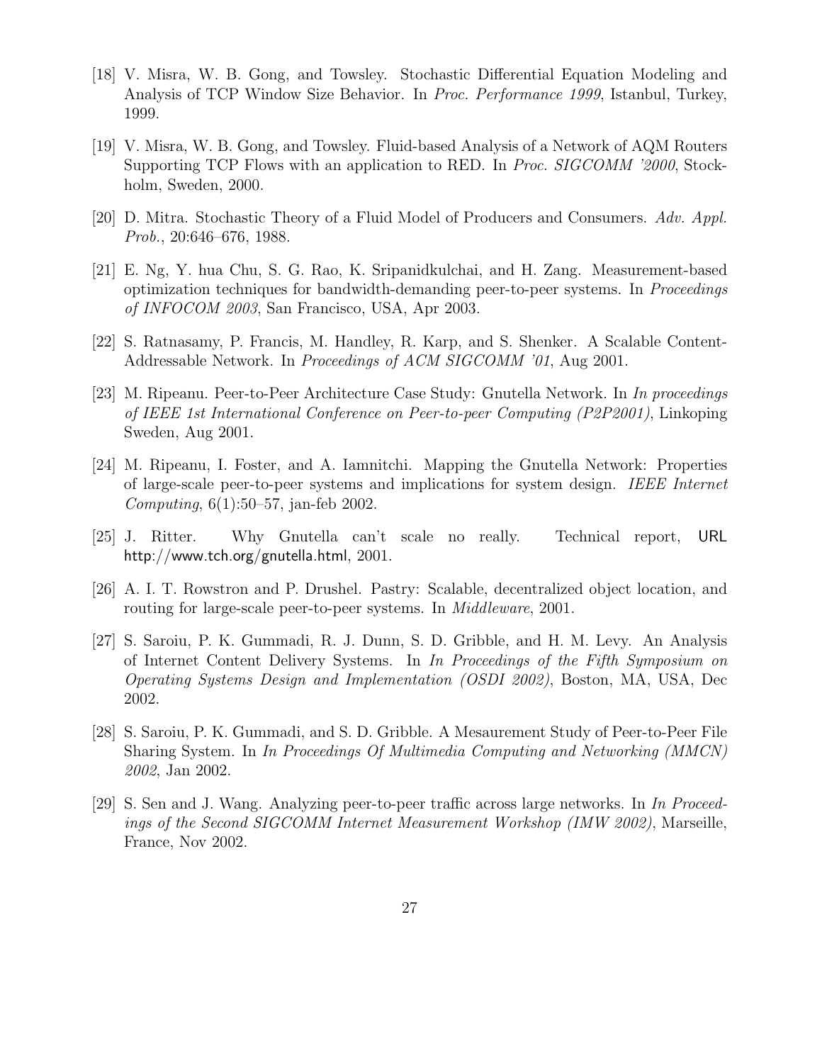[18] V. Misra, W. B. Gong, and Towsley. Stochastic Differential Equation Modeling and Analysis of TCP Window Size Behavior. In *Proc. Performance 1999*, Istanbul, Turkey, 1999.

[19] V. Misra, W. B. Gong, and Towsley. Fluid-based Analysis of a Network of AQM Routers Supporting TCP Flows with an application to RED. In *Proc. SIGCOMM '2000*, Stockholm, Sweden, 2000.

[20] D. Mitra. Stochastic Theory of a Fluid Model of Producers and Consumers. *Adv. Appl. Prob.*, 20:646–676, 1988.

[21] E. Ng, Y. hua Chu, S. G. Rao, K. Sripanidkulchai, and H. Zang. Measurement-based optimization techniques for bandwidth-demanding peer-to-peer systems. In *Proceedings of INFOCOM 2003*, San Francisco, USA, Apr 2003.

[22] S. Ratnasamy, P. Francis, M. Handley, R. Karp, and S. Shenker. A Scalable Content-Addressable Network. In *Proceedings of ACM SIGCOMM '01*, Aug 2001.

[23] M. Ripeanu. Peer-to-Peer Architecture Case Study: Gnutella Network. In *In proceedings of IEEE 1st International Conference on Peer-to-peer Computing (P2P2001)*, Linkoping Sweden, Aug 2001.

[24] M. Ripeanu, I. Foster, and A. Iamnitchi. Mapping the Gnutella Network: Properties of large-scale peer-to-peer systems and implications for system design. *IEEE Internet Computing*, 6(1):50–57, jan-feb 2002.

[25] J. Ritter. Why Gnutella can't scale no really. Technical report, URL http://www.tch.org/gnutella.html, 2001.

[26] A. I. T. Rowstron and P. Drushel. Pastry: Scalable, decentralized object location, and routing for large-scale peer-to-peer systems. In *Middleware*, 2001.

[27] S. Saroiu, P. K. Gummadi, R. J. Dunn, S. D. Gribble, and H. M. Levy. An Analysis of Internet Content Delivery Systems. In *In Proceedings of the Fifth Symposium on Operating Systems Design and Implementation (OSDI 2002)*, Boston, MA, USA, Dec 2002.

[28] S. Saroiu, P. K. Gummadi, and S. D. Gribble. A Mesaurement Study of Peer-to-Peer File Sharing System. In *In Proceedings Of Multimedia Computing and Networking (MMCN) 2002*, Jan 2002.

[29] S. Sen and J. Wang. Analyzing peer-to-peer traffic across large networks. In *In Proceedings of the Second SIGCOMM Internet Measurement Workshop (IMW 2002)*, Marseille, France, Nov 2002.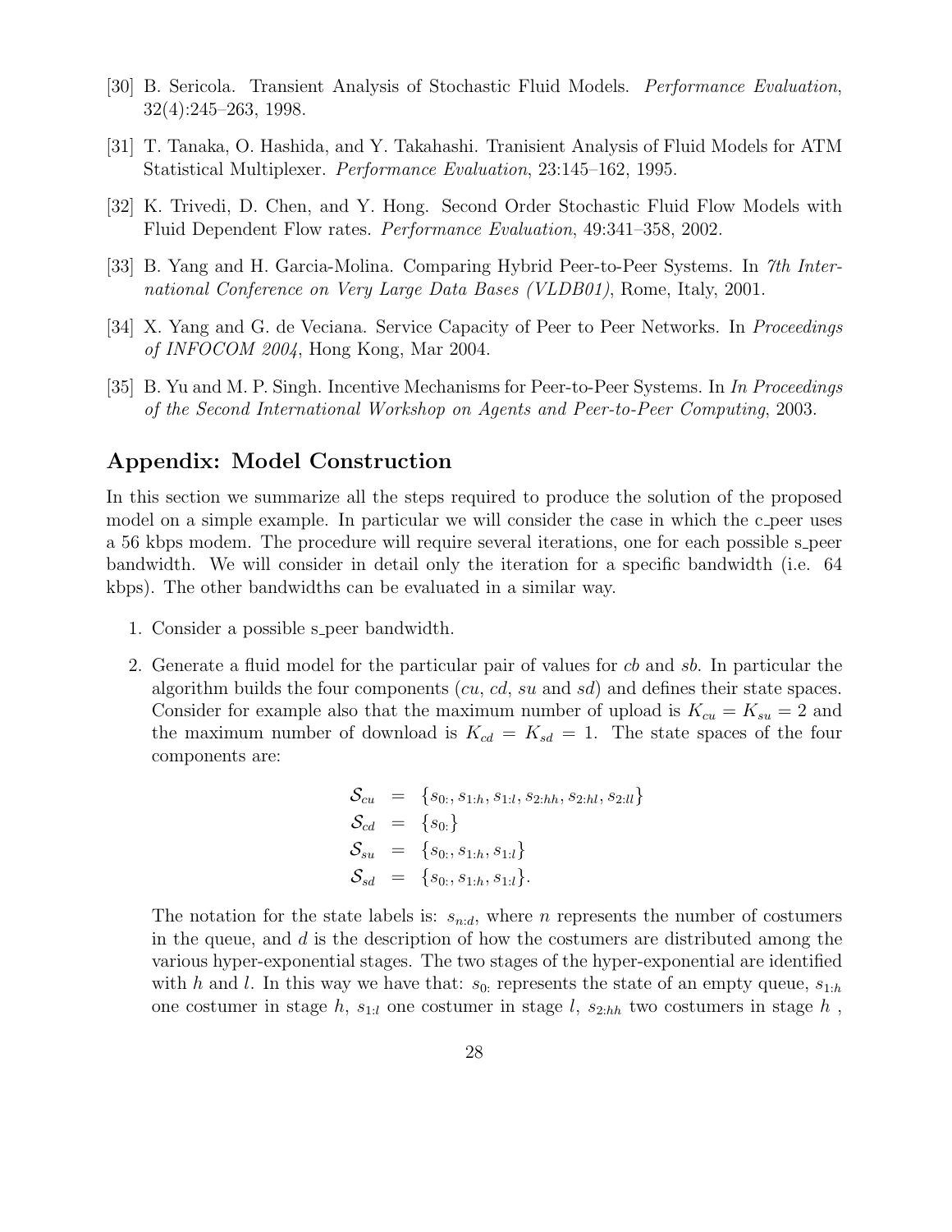[30] B. Sericola. Transient Analysis of Stochastic Fluid Models. *Performance Evaluation*, 32(4):245–263, 1998.

[31] T. Tanaka, O. Hashida, and Y. Takahashi. Tranisient Analysis of Fluid Models for ATM Statistical Multiplexer. *Performance Evaluation*, 23:145–162, 1995.

[32] K. Trivedi, D. Chen, and Y. Hong. Second Order Stochastic Fluid Flow Models with Fluid Dependent Flow rates. *Performance Evaluation*, 49:341–358, 2002.

[33] B. Yang and H. Garcia-Molina. Comparing Hybrid Peer-to-Peer Systems. In *7th International Conference on Very Large Data Bases (VLDB01)*, Rome, Italy, 2001.

[34] X. Yang and G. de Veciana. Service Capacity of Peer to Peer Networks. In *Proceedings of INFOCOM 2004*, Hong Kong, Mar 2004.

[35] B. Yu and M. P. Singh. Incentive Mechanisms for Peer-to-Peer Systems. In *In Proceedings of the Second International Workshop on Agents and Peer-to-Peer Computing*, 2003.

## Appendix: Model Construction

In this section we summarize all the steps required to produce the solution of the proposed model on a simple example. In particular we will consider the case in which the c_peer uses a 56 kbps modem. The procedure will require several iterations, one for each possible s_peer bandwidth. We will consider in detail only the iteration for a specific bandwidth (i.e. 64 kbps). The other bandwidths can be evaluated in a similar way.

1. Consider a possible s_peer bandwidth.

2. Generate a fluid model for the particular pair of values for *cb* and *sb*. In particular the algorithm builds the four components (*cu*, *cd*, *su* and *sd*) and defines their state spaces. Consider for example also that the maximum number of upload is $K_{cu} = K_{su} = 2$ and the maximum number of download is $K_{cd} = K_{sd} = 1$. The state spaces of the four components are:

$$
\begin{aligned}
\mathcal{S}_{cu} &= \{s_{0:}, s_{1:h}, s_{1:l}, s_{2:hh}, s_{2:hl}, s_{2:ll}\} \\
\mathcal{S}_{cd} &= \{s_{0:}\} \\
\mathcal{S}_{su} &= \{s_{0:}, s_{1:h}, s_{1:l}\} \\
\mathcal{S}_{sd} &= \{s_{0:}, s_{1:h}, s_{1:l}\}.
\end{aligned}
$$

The notation for the state labels is: $s_{n:d}$, where $n$ represents the number of costumers in the queue, and $d$ is the description of how the costumers are distributed among the various hyper-exponential stages. The two stages of the hyper-exponential are identified with $h$ and $l$. In this way we have that: $s_{0:}$ represents the state of an empty queue, $s_{1:h}$ one costumer in stage $h$, $s_{1:l}$ one costumer in stage $l$, $s_{2:hh}$ two costumers in stage $h$ ,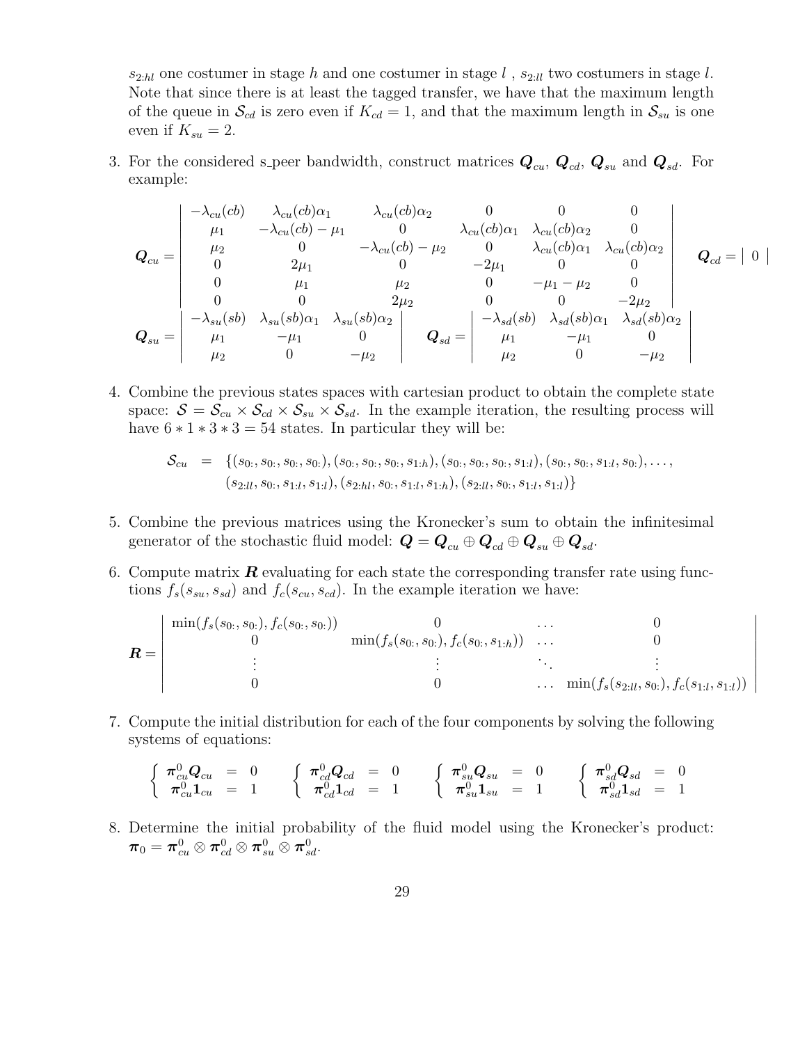$s_{2:hl}$ one costumer in stage $h$ and one costumer in stage $l$ , $s_{2:ll}$ two costumers in stage $l$. Note that since there is at least the tagged transfer, we have that the maximum length of the queue in $\mathcal{S}_{cd}$ is zero even if $K_{cd} = 1$, and that the maximum length in $\mathcal{S}_{su}$ is one even if $K_{su} = 2$.

3. For the considered s_peer bandwidth, construct matrices $\boldsymbol{Q}_{cu}$, $\boldsymbol{Q}_{cd}$, $\boldsymbol{Q}_{su}$ and $\boldsymbol{Q}_{sd}$. For example:

$$
\boldsymbol{Q}_{cu} = \begin{vmatrix} -\lambda_{cu}(cb) & \lambda_{cu}(cb)\alpha_1 & \lambda_{cu}(cb)\alpha_2 & 0 & 0 & 0 \\ \mu_1 & -\lambda_{cu}(cb) - \mu_1 & 0 & \lambda_{cu}(cb)\alpha_1 & \lambda_{cu}(cb)\alpha_2 & 0 \\ \mu_2 & 0 & -\lambda_{cu}(cb) - \mu_2 & 0 & \lambda_{cu}(cb)\alpha_1 & \lambda_{cu}(cb)\alpha_2 \\ 0 & 2\mu_1 & 0 & -2\mu_1 & 0 & 0 \\ 0 & \mu_1 & \mu_2 & 0 & -\mu_1 - \mu_2 & 0 \\ 0 & 0 & 2\mu_2 & 0 & 0 & -2\mu_2 \end{vmatrix} \quad \boldsymbol{Q}_{cd} = \begin{vmatrix} 0 \end{vmatrix}
$$

$$
\boldsymbol{Q}_{su} = \begin{vmatrix} -\lambda_{su}(sb) & \lambda_{su}(sb)\alpha_1 & \lambda_{su}(sb)\alpha_2 \\ \mu_1 & -\mu_1 & 0 \\ \mu_2 & 0 & -\mu_2 \end{vmatrix} \quad \boldsymbol{Q}_{sd} = \begin{vmatrix} -\lambda_{sd}(sb) & \lambda_{sd}(sb)\alpha_1 & \lambda_{sd}(sb)\alpha_2 \\ \mu_1 & -\mu_1 & 0 \\ \mu_2 & 0 & -\mu_2 \end{vmatrix}
$$

4. Combine the previous states spaces with cartesian product to obtain the complete state space: $\mathcal{S} = \mathcal{S}_{cu} \times \mathcal{S}_{cd} \times \mathcal{S}_{su} \times \mathcal{S}_{sd}$. In the example iteration, the resulting process will have $6 * 1 * 3 * 3 = 54$ states. In particular they will be:

$$
\begin{aligned}
\mathcal{S}_{cu} &= \{(s_{0:}, s_{0:}, s_{0:}, s_{0:}), (s_{0:}, s_{0:}, s_{0:}, s_{1:h}), (s_{0:}, s_{0:}, s_{0:}, s_{1:l}), (s_{0:}, s_{0:}, s_{1:l}, s_{0:}), \ldots, \\
&\quad (s_{2:ll}, s_{0:}, s_{1:l}, s_{1:l}), (s_{2:hl}, s_{0:}, s_{1:l}, s_{1:h}), (s_{2:ll}, s_{0:}, s_{1:l}, s_{1:l})\}
\end{aligned}
$$

5. Combine the previous matrices using the Kronecker's sum to obtain the infinitesimal generator of the stochastic fluid model: $\boldsymbol{Q} = \boldsymbol{Q}_{cu} \oplus \boldsymbol{Q}_{cd} \oplus \boldsymbol{Q}_{su} \oplus \boldsymbol{Q}_{sd}$.

6. Compute matrix $\boldsymbol{R}$ evaluating for each state the corresponding transfer rate using functions $f_s(s_{su}, s_{sd})$ and $f_c(s_{cu}, s_{cd})$. In the example iteration we have:

$$
\boldsymbol{R} = \begin{vmatrix} \min(f_s(s_{0:}, s_{0:}), f_c(s_{0:}, s_{0:})) & 0 & \ldots & 0 \\ 0 & \min(f_s(s_{0:}, s_{0:}), f_c(s_{0:}, s_{1:h})) & \ldots & 0 \\ \vdots & \vdots & \ddots & \vdots \\ 0 & 0 & \ldots & \min(f_s(s_{2:ll}, s_{0:}), f_c(s_{1:l}, s_{1:l})) \end{vmatrix}
$$

7. Compute the initial distribution for each of the four components by solving the following systems of equations:

$$
\left\{ \begin{array}{rcl} \boldsymbol{\pi}^0_{cu}\boldsymbol{Q}_{cu} & = & 0 \\ \boldsymbol{\pi}^0_{cu}\mathbf{1}_{cu} & = & 1 \end{array} \right. \quad
\left\{ \begin{array}{rcl} \boldsymbol{\pi}^0_{cd}\boldsymbol{Q}_{cd} & = & 0 \\ \boldsymbol{\pi}^0_{cd}\mathbf{1}_{cd} & = & 1 \end{array} \right. \quad
\left\{ \begin{array}{rcl} \boldsymbol{\pi}^0_{su}\boldsymbol{Q}_{su} & = & 0 \\ \boldsymbol{\pi}^0_{su}\mathbf{1}_{su} & = & 1 \end{array} \right. \quad
\left\{ \begin{array}{rcl} \boldsymbol{\pi}^0_{sd}\boldsymbol{Q}_{sd} & = & 0 \\ \boldsymbol{\pi}^0_{sd}\mathbf{1}_{sd} & = & 1 \end{array} \right.
$$

8. Determine the initial probability of the fluid model using the Kronecker's product: $\boldsymbol{\pi}_0 = \boldsymbol{\pi}^0_{cu} \otimes \boldsymbol{\pi}^0_{cd} \otimes \boldsymbol{\pi}^0_{su} \otimes \boldsymbol{\pi}^0_{sd}$.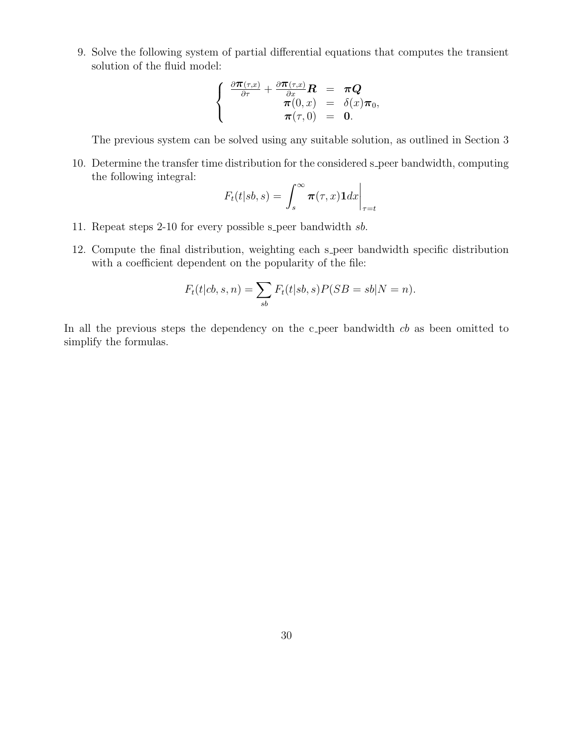9. Solve the following system of partial differential equations that computes the transient solution of the fluid model:

$$\left\{ \begin{array}{rcl} \frac{\partial \boldsymbol{\pi}(\tau,x)}{\partial \tau} + \frac{\partial \boldsymbol{\pi}(\tau,x)}{\partial x} \boldsymbol{R} & = & \boldsymbol{\pi} \boldsymbol{Q} \\ \boldsymbol{\pi}(0,x) & = & \delta(x) \boldsymbol{\pi}_0, \\ \boldsymbol{\pi}(\tau,0) & = & \boldsymbol{0}. \end{array} \right.$$

   The previous system can be solved using any suitable solution, as outlined in Section 3

10. Determine the transfer time distribution for the considered s_peer bandwidth, computing the following integral:

$$F_t(t|sb,s) = \left. \int_s^{\infty} \boldsymbol{\pi}(\tau,x) \boldsymbol{1} dx \right|_{\tau=t}$$

11. Repeat steps 2-10 for every possible s_peer bandwidth $sb$.

12. Compute the final distribution, weighting each s_peer bandwidth specific distribution with a coefficient dependent on the popularity of the file:

$$F_t(t|cb,s,n) = \sum_{sb} F_t(t|sb,s) P(SB = sb|N = n).$$

In all the previous steps the dependency on the c_peer bandwidth $cb$ as been omitted to simplify the formulas.